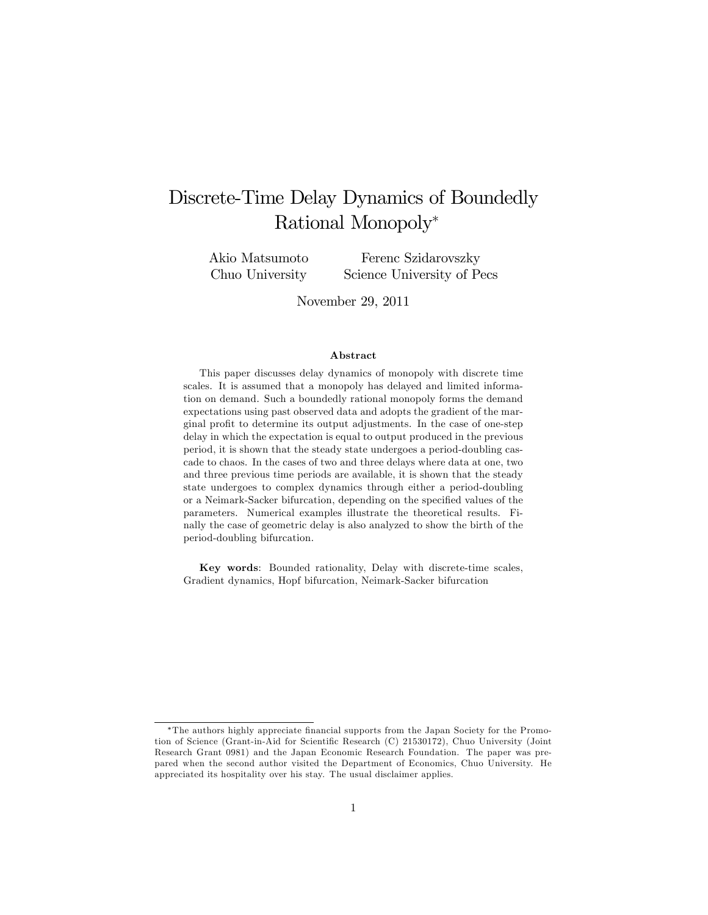# Discrete-Time Delay Dynamics of Boundedly Rational Monopoly*

Akio Matsumoto
Chuo University

Ferenc Szidarovszky
Science University of Pecs

November 29, 2011

### Abstract

This paper discusses delay dynamics of monopoly with discrete time scales. It is assumed that a monopoly has delayed and limited information on demand. Such a boundedly rational monopoly forms the demand expectations using past observed data and adopts the gradient of the marginal profit to determine its output adjustments. In the case of one-step delay in which the expectation is equal to output produced in the previous period, it is shown that the steady state undergoes a period-doubling cascade to chaos. In the cases of two and three delays where data at one, two and three previous time periods are available, it is shown that the steady state undergoes to complex dynamics through either a period-doubling or a Neimark-Sacker bifurcation, depending on the specified values of the parameters. Numerical examples illustrate the theoretical results. Finally the case of geometric delay is also analyzed to show the birth of the period-doubling bifurcation.

**Key words**: Bounded rationality, Delay with discrete-time scales, Gradient dynamics, Hopf bifurcation, Neimark-Sacker bifurcation

---

*The authors highly appreciate financial supports from the Japan Society for the Promotion of Science (Grant-in-Aid for Scientific Research (C) 21530172), Chuo University (Joint Research Grant 0981) and the Japan Economic Research Foundation. The paper was prepared when the second author visited the Department of Economics, Chuo University. He appreciated its hospitality over his stay. The usual disclaimer applies.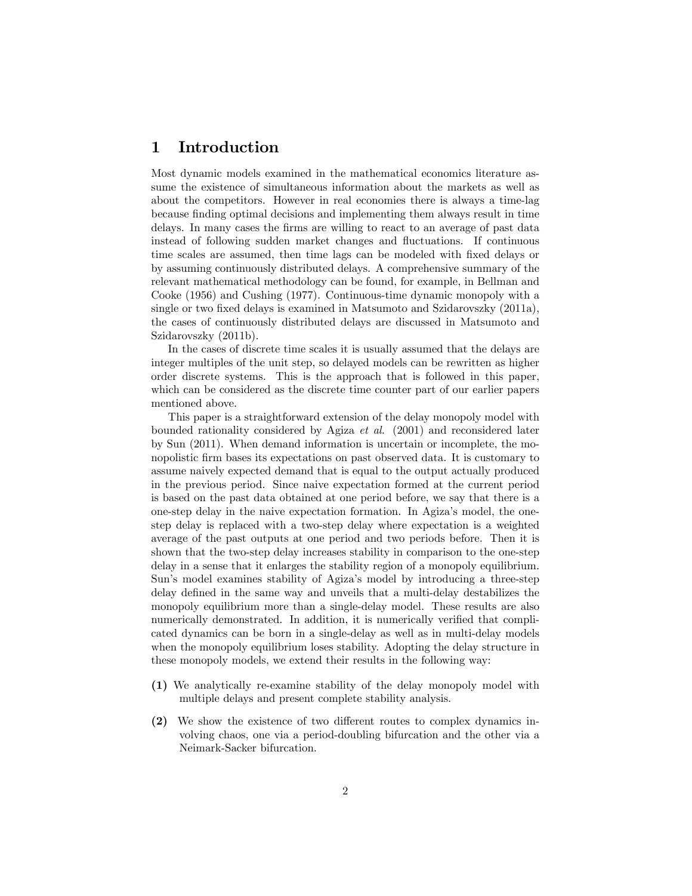## 1 Introduction

Most dynamic models examined in the mathematical economics literature assume the existence of simultaneous information about the markets as well as about the competitors. However in real economies there is always a time-lag because finding optimal decisions and implementing them always result in time delays. In many cases the firms are willing to react to an average of past data instead of following sudden market changes and fluctuations. If continuous time scales are assumed, then time lags can be modeled with fixed delays or by assuming continuously distributed delays. A comprehensive summary of the relevant mathematical methodology can be found, for example, in Bellman and Cooke (1956) and Cushing (1977). Continuous-time dynamic monopoly with a single or two fixed delays is examined in Matsumoto and Szidarovszky (2011a), the cases of continuously distributed delays are discussed in Matsumoto and Szidarovszky (2011b).

In the cases of discrete time scales it is usually assumed that the delays are integer multiples of the unit step, so delayed models can be rewritten as higher order discrete systems. This is the approach that is followed in this paper, which can be considered as the discrete time counter part of our earlier papers mentioned above.

This paper is a straightforward extension of the delay monopoly model with bounded rationality considered by Agiza *et al.* (2001) and reconsidered later by Sun (2011). When demand information is uncertain or incomplete, the monopolistic firm bases its expectations on past observed data. It is customary to assume naively expected demand that is equal to the output actually produced in the previous period. Since naive expectation formed at the current period is based on the past data obtained at one period before, we say that there is a one-step delay in the naive expectation formation. In Agiza's model, the one-step delay is replaced with a two-step delay where expectation is a weighted average of the past outputs at one period and two periods before. Then it is shown that the two-step delay increases stability in comparison to the one-step delay in a sense that it enlarges the stability region of a monopoly equilibrium. Sun's model examines stability of Agiza's model by introducing a three-step delay defined in the same way and unveils that a multi-delay destabilizes the monopoly equilibrium more than a single-delay model. These results are also numerically demonstrated. In addition, it is numerically verified that complicated dynamics can be born in a single-delay as well as in multi-delay models when the monopoly equilibrium loses stability. Adopting the delay structure in these monopoly models, we extend their results in the following way:

**(1)** We analytically re-examine stability of the delay monopoly model with multiple delays and present complete stability analysis.

**(2)** We show the existence of two different routes to complex dynamics involving chaos, one via a period-doubling bifurcation and the other via a Neimark-Sacker bifurcation.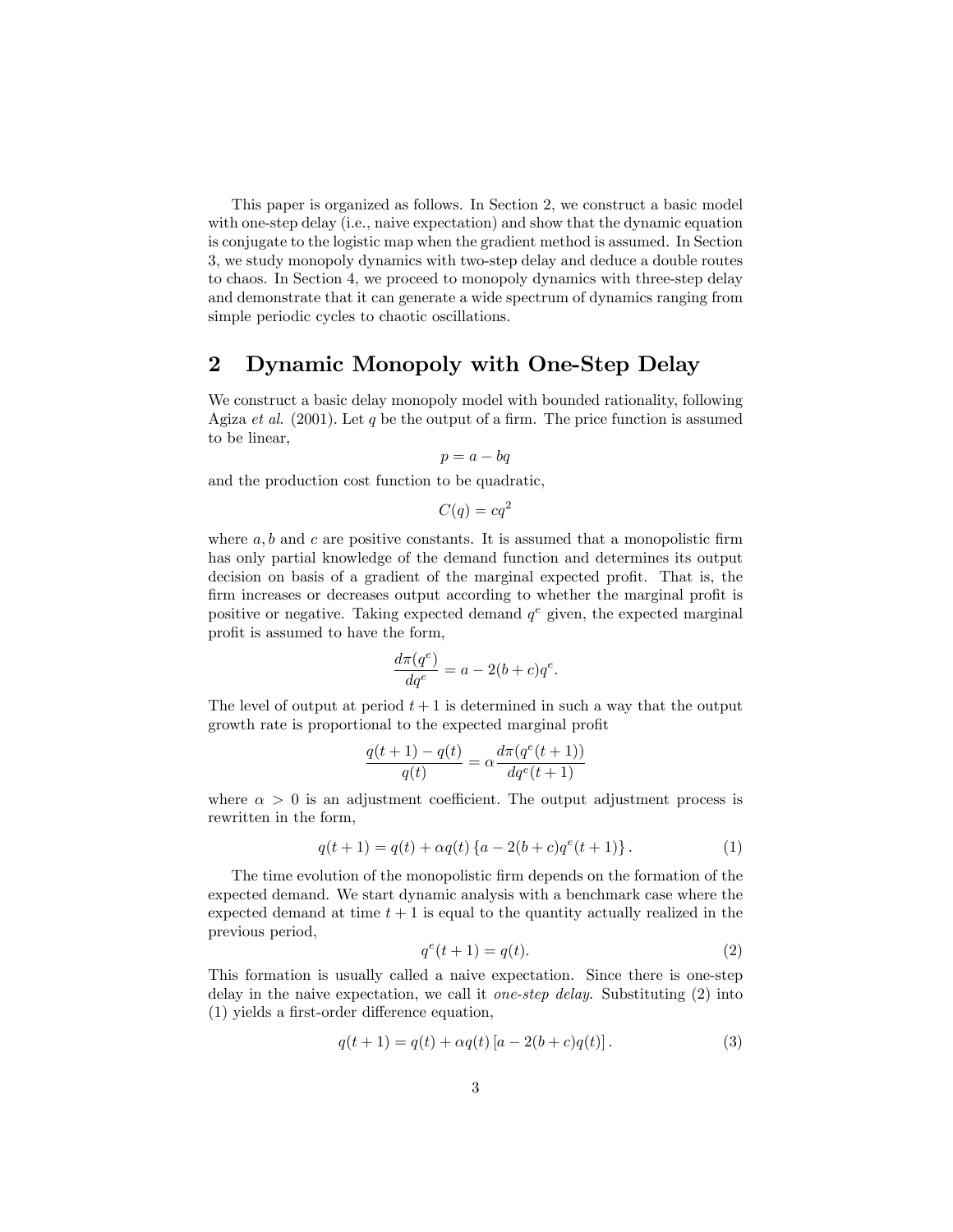This paper is organized as follows. In Section 2, we construct a basic model with one-step delay (i.e., naive expectation) and show that the dynamic equation is conjugate to the logistic map when the gradient method is assumed. In Section 3, we study monopoly dynamics with two-step delay and deduce a double routes to chaos. In Section 4, we proceed to monopoly dynamics with three-step delay and demonstrate that it can generate a wide spectrum of dynamics ranging from simple periodic cycles to chaotic oscillations.

## 2 Dynamic Monopoly with One-Step Delay

We construct a basic delay monopoly model with bounded rationality, following Agiza *et al.* (2001). Let $q$ be the output of a firm. The price function is assumed to be linear,

$$p = a - bq$$

and the production cost function to be quadratic,

$$C(q) = cq^2$$

where $a, b$ and $c$ are positive constants. It is assumed that a monopolistic firm has only partial knowledge of the demand function and determines its output decision on basis of a gradient of the marginal expected profit. That is, the firm increases or decreases output according to whether the marginal profit is positive or negative. Taking expected demand $q^e$ given, the expected marginal profit is assumed to have the form,

$$\frac{d\pi(q^e)}{dq^e} = a - 2(b+c)q^e.$$

The level of output at period $t+1$ is determined in such a way that the output growth rate is proportional to the expected marginal profit

$$\frac{q(t+1) - q(t)}{q(t)} = \alpha \frac{d\pi(q^e(t+1))}{dq^e(t+1)}$$

where $\alpha > 0$ is an adjustment coefficient. The output adjustment process is rewritten in the form,

$$q(t+1) = q(t) + \alpha q(t) \left\{ a - 2(b+c)q^e(t+1) \right\}. \tag{1}$$

The time evolution of the monopolistic firm depends on the formation of the expected demand. We start dynamic analysis with a benchmark case where the expected demand at time $t+1$ is equal to the quantity actually realized in the previous period,

$$q^e(t+1) = q(t). \tag{2}$$

This formation is usually called a naive expectation. Since there is one-step delay in the naive expectation, we call it *one-step delay*. Substituting (2) into (1) yields a first-order difference equation,

$$q(t+1) = q(t) + \alpha q(t) \left[ a - 2(b+c)q(t) \right]. \tag{3}$$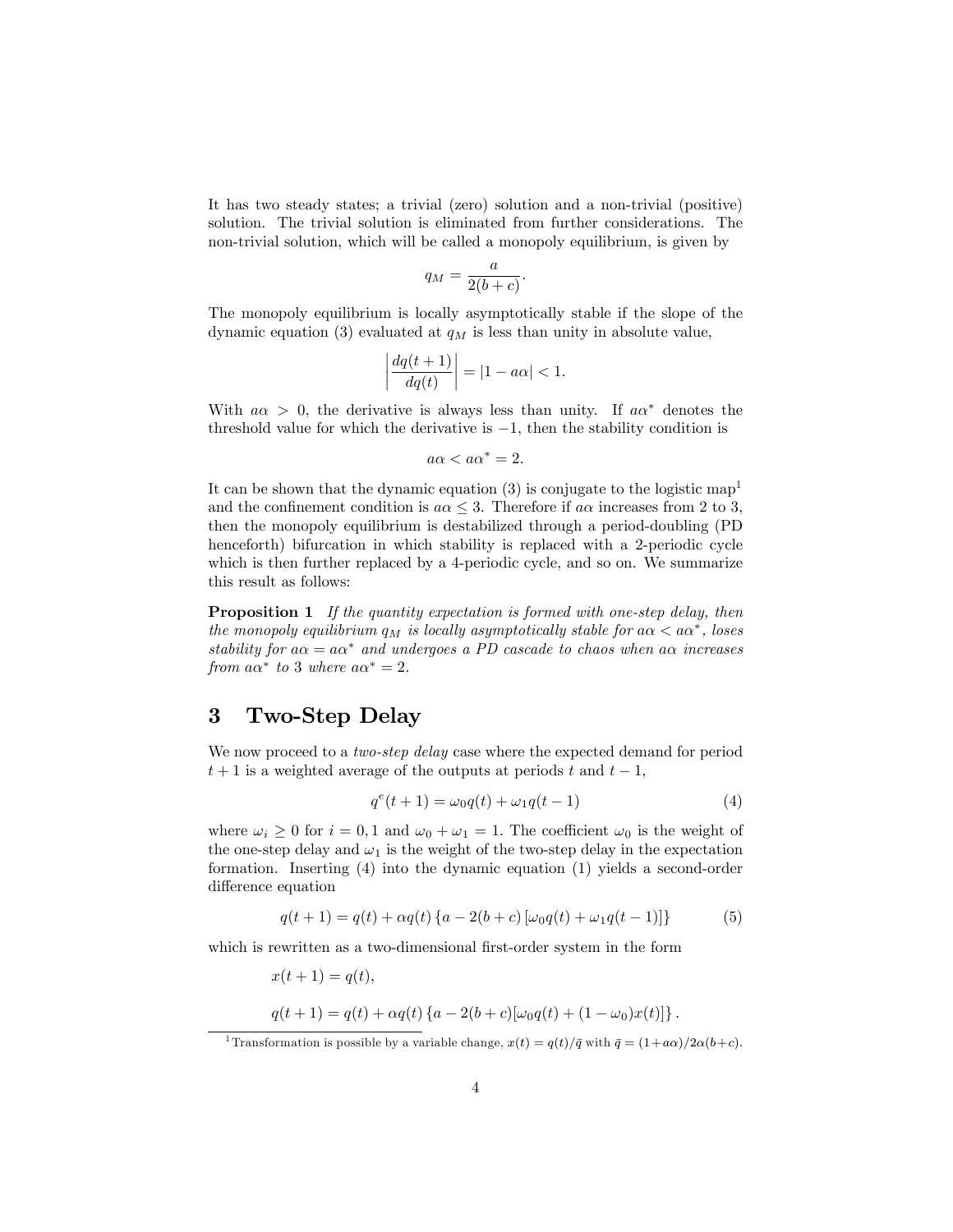It has two steady states; a trivial (zero) solution and a non-trivial (positive) solution. The trivial solution is eliminated from further considerations. The non-trivial solution, which will be called a monopoly equilibrium, is given by

$$q_M = \frac{a}{2(b+c)}.$$

The monopoly equilibrium is locally asymptotically stable if the slope of the dynamic equation (3) evaluated at $q_M$ is less than unity in absolute value,

$$\left| \frac{dq(t+1)}{dq(t)} \right| = |1 - a\alpha| < 1.$$

With $a\alpha > 0$, the derivative is always less than unity. If $a\alpha^*$ denotes the threshold value for which the derivative is $-1$, then the stability condition is

$$a\alpha < a\alpha^* = 2.$$

It can be shown that the dynamic equation (3) is conjugate to the logistic map[1] and the confinement condition is $a\alpha \leq 3$. Therefore if $a\alpha$ increases from 2 to 3, then the monopoly equilibrium is destabilized through a period-doubling (PD henceforth) bifurcation in which stability is replaced with a 2-periodic cycle which is then further replaced by a 4-periodic cycle, and so on. We summarize this result as follows:

**Proposition 1** *If the quantity expectation is formed with one-step delay, then the monopoly equilibrium $q_M$ is locally asymptotically stable for $a\alpha < a\alpha^*$, loses stability for $a\alpha = a\alpha^*$ and undergoes a PD cascade to chaos when $a\alpha$ increases from $a\alpha^*$ to 3 where $a\alpha^* = 2$.*

## 3 Two-Step Delay

We now proceed to a *two-step delay* case where the expected demand for period $t+1$ is a weighted average of the outputs at periods $t$ and $t-1$,

$$q^e(t+1) = \omega_0 q(t) + \omega_1 q(t-1) \tag{4}$$

where $\omega_i \geq 0$ for $i = 0, 1$ and $\omega_0 + \omega_1 = 1$. The coefficient $\omega_0$ is the weight of the one-step delay and $\omega_1$ is the weight of the two-step delay in the expectation formation. Inserting (4) into the dynamic equation (1) yields a second-order difference equation

$$q(t+1) = q(t) + \alpha q(t) \left\{ a - 2(b+c) \left[ \omega_0 q(t) + \omega_1 q(t-1) \right] \right\} \tag{5}$$

which is rewritten as a two-dimensional first-order system in the form

$$x(t+1) = q(t),$$

$$q(t+1) = q(t) + \alpha q(t) \left\{ a - 2(b+c)[\omega_0 q(t) + (1-\omega_0) x(t)] \right\}.$$

[1] Transformation is possible by a variable change, $x(t) = q(t)/\bar{q}$ with $\bar{q} = (1 + a\alpha)/2\alpha(b+c)$.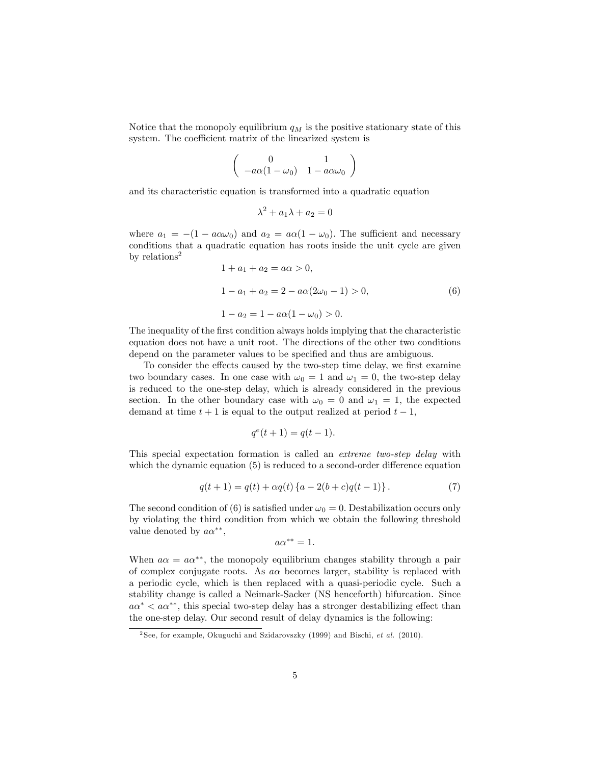Notice that the monopoly equilibrium $q_M$ is the positive stationary state of this system. The coefficient matrix of the linearized system is

$$\begin{pmatrix} 0 & 1 \\ -a\alpha(1-\omega_0) & 1-a\alpha\omega_0 \end{pmatrix}$$

and its characteristic equation is transformed into a quadratic equation

$$\lambda^2 + a_1\lambda + a_2 = 0$$

where $a_1 = -(1-a\alpha\omega_0)$ and $a_2 = a\alpha(1-\omega_0)$. The sufficient and necessary conditions that a quadratic equation has roots inside the unit cycle are given by relations[2]

$$\begin{aligned} &1 + a_1 + a_2 = a\alpha > 0, \\ &1 - a_1 + a_2 = 2 - a\alpha(2\omega_0 - 1) > 0, \\ &1 - a_2 = 1 - a\alpha(1-\omega_0) > 0. \end{aligned} \tag{6}$$

The inequality of the first condition always holds implying that the characteristic equation does not have a unit root. The directions of the other two conditions depend on the parameter values to be specified and thus are ambiguous.

To consider the effects caused by the two-step time delay, we first examine two boundary cases. In one case with $\omega_0 = 1$ and $\omega_1 = 0$, the two-step delay is reduced to the one-step delay, which is already considered in the previous section. In the other boundary case with $\omega_0 = 0$ and $\omega_1 = 1$, the expected demand at time $t+1$ is equal to the output realized at period $t-1$,

$$q^e(t+1) = q(t-1).$$

This special expectation formation is called an *extreme two-step delay* with which the dynamic equation (5) is reduced to a second-order difference equation

$$q(t+1) = q(t) + \alpha q(t)\left\{a - 2(b+c)q(t-1)\right\}. \tag{7}$$

The second condition of (6) is satisfied under $\omega_0 = 0$. Destabilization occurs only by violating the third condition from which we obtain the following threshold value denoted by $a\alpha^{**}$,

$$a\alpha^{**} = 1.$$

When $a\alpha = a\alpha^{**}$, the monopoly equilibrium changes stability through a pair of complex conjugate roots. As $a\alpha$ becomes larger, stability is replaced with a periodic cycle, which is then replaced with a quasi-periodic cycle. Such a stability change is called a Neimark-Sacker (NS henceforth) bifurcation. Since $a\alpha^* < a\alpha^{**}$, this special two-step delay has a stronger destabilizing effect than the one-step delay. Our second result of delay dynamics is the following:

[2] See, for example, Okuguchi and Szidarovszky (1999) and Bischi, *et al.* (2010).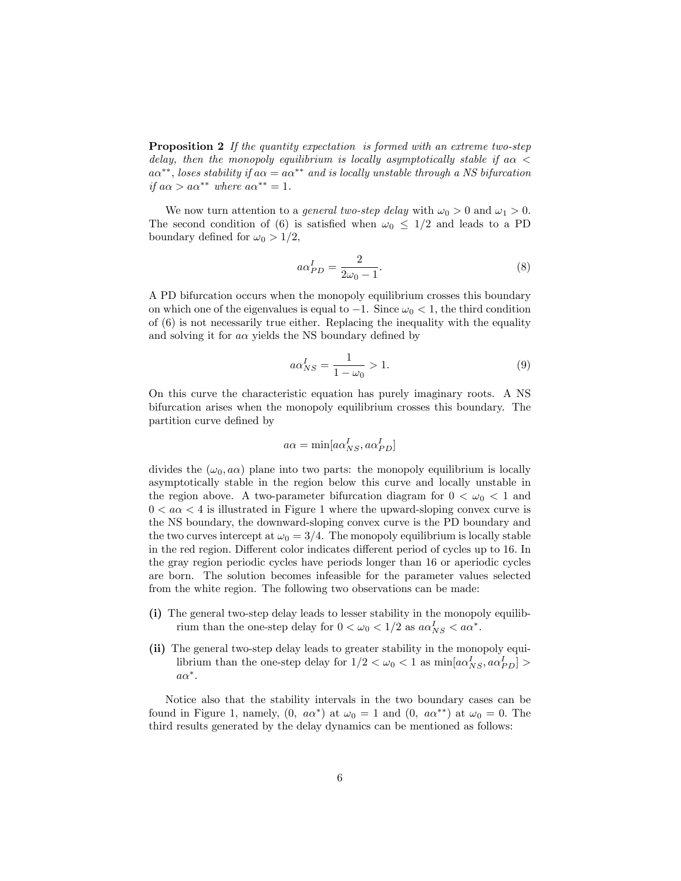**Proposition 2** *If the quantity expectation is formed with an extreme two-step delay, then the monopoly equilibrium is locally asymptotically stable if $a\alpha < a\alpha^{**}$, loses stability if $a\alpha = a\alpha^{**}$ and is locally unstable through a NS bifurcation if $a\alpha > a\alpha^{**}$ where $a\alpha^{**} = 1$.*

We now turn attention to a *general two-step delay* with $\omega_0 > 0$ and $\omega_1 > 0$. The second condition of (6) is satisfied when $\omega_0 \leq 1/2$ and leads to a PD boundary defined for $\omega_0 > 1/2$,

$$a\alpha_{PD}^{I} = \frac{2}{2\omega_0 - 1}. \tag{8}$$

A PD bifurcation occurs when the monopoly equilibrium crosses this boundary on which one of the eigenvalues is equal to $-1$. Since $\omega_0 < 1$, the third condition of (6) is not necessarily true either. Replacing the inequality with the equality and solving it for $a\alpha$ yields the NS boundary defined by

$$a\alpha_{NS}^{I} = \frac{1}{1 - \omega_0} > 1. \tag{9}$$

On this curve the characteristic equation has purely imaginary roots. A NS bifurcation arises when the monopoly equilibrium crosses this boundary. The partition curve defined by

$$a\alpha = \min[a\alpha_{NS}^{I}, a\alpha_{PD}^{I}]$$

divides the $(\omega_0, a\alpha)$ plane into two parts: the monopoly equilibrium is locally asymptotically stable in the region below this curve and locally unstable in the region above. A two-parameter bifurcation diagram for $0 < \omega_0 < 1$ and $0 < a\alpha < 4$ is illustrated in Figure 1 where the upward-sloping convex curve is the NS boundary, the downward-sloping convex curve is the PD boundary and the two curves intercept at $\omega_0 = 3/4$. The monopoly equilibrium is locally stable in the red region. Different color indicates different period of cycles up to 16. In the gray region periodic cycles have periods longer than 16 or aperiodic cycles are born. The solution becomes infeasible for the parameter values selected from the white region. The following two observations can be made:

**(i)** The general two-step delay leads to lesser stability in the monopoly equilibrium than the one-step delay for $0 < \omega_0 < 1/2$ as $a\alpha_{NS}^{I} < a\alpha^{*}$.

**(ii)** The general two-step delay leads to greater stability in the monopoly equilibrium than the one-step delay for $1/2 < \omega_0 < 1$ as $\min[a\alpha_{NS}^{I}, a\alpha_{PD}^{I}] > a\alpha^{*}$.

Notice also that the stability intervals in the two boundary cases can be found in Figure 1, namely, $(0,\ a\alpha^{*})$ at $\omega_0 = 1$ and $(0,\ a\alpha^{**})$ at $\omega_0 = 0$. The third results generated by the delay dynamics can be mentioned as follows: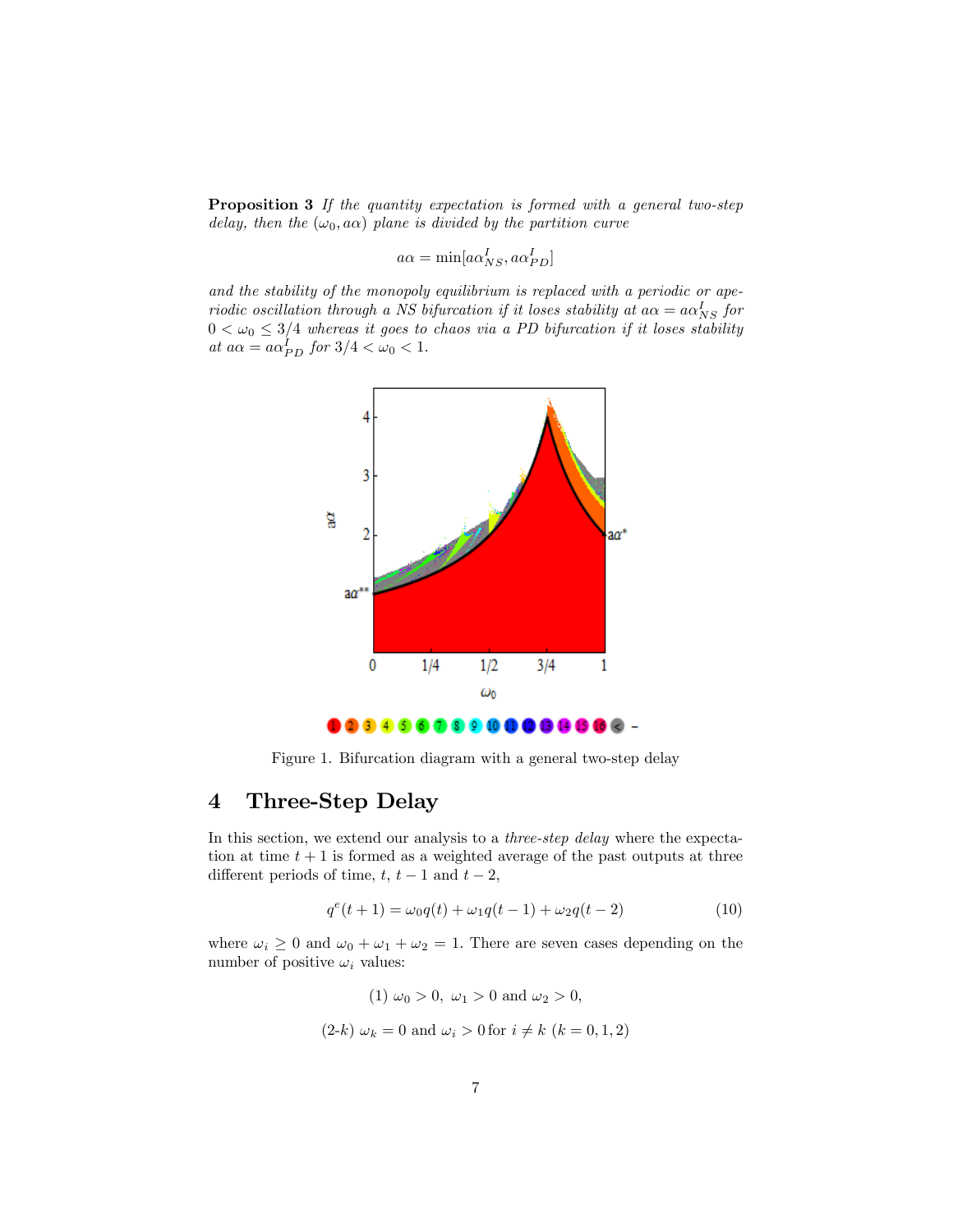**Proposition 3** *If the quantity expectation is formed with a general two-step delay, then the* $(\omega_0, a\alpha)$ *plane is divided by the partition curve*

$$a\alpha = \min[a\alpha^I_{NS}, a\alpha^I_{PD}]$$

*and the stability of the monopoly equilibrium is replaced with a periodic or aperiodic oscillation through a NS bifurcation if it loses stability at* $a\alpha = a\alpha^I_{NS}$ *for* $0 < \omega_0 \leq 3/4$ *whereas it goes to chaos via a PD bifurcation if it loses stability at* $a\alpha = a\alpha^I_{PD}$ *for* $3/4 < \omega_0 < 1$.

Figure 1. Bifurcation diagram with a general two-step delay

# 4 Three-Step Delay

In this section, we extend our analysis to a *three-step delay* where the expectation at time $t+1$ is formed as a weighted average of the past outputs at three different periods of time, $t$, $t-1$ and $t-2$,

$$q^e(t+1) = \omega_0 q(t) + \omega_1 q(t-1) + \omega_2 q(t-2) \tag{10}$$

where $\omega_i \geq 0$ and $\omega_0 + \omega_1 + \omega_2 = 1$. There are seven cases depending on the number of positive $\omega_i$ values:

$$(1)\ \omega_0 > 0,\ \omega_1 > 0 \text{ and } \omega_2 > 0,$$

$$(2\text{-}k)\ \omega_k = 0 \text{ and } \omega_i > 0 \text{ for } i \neq k\ (k = 0, 1, 2)$$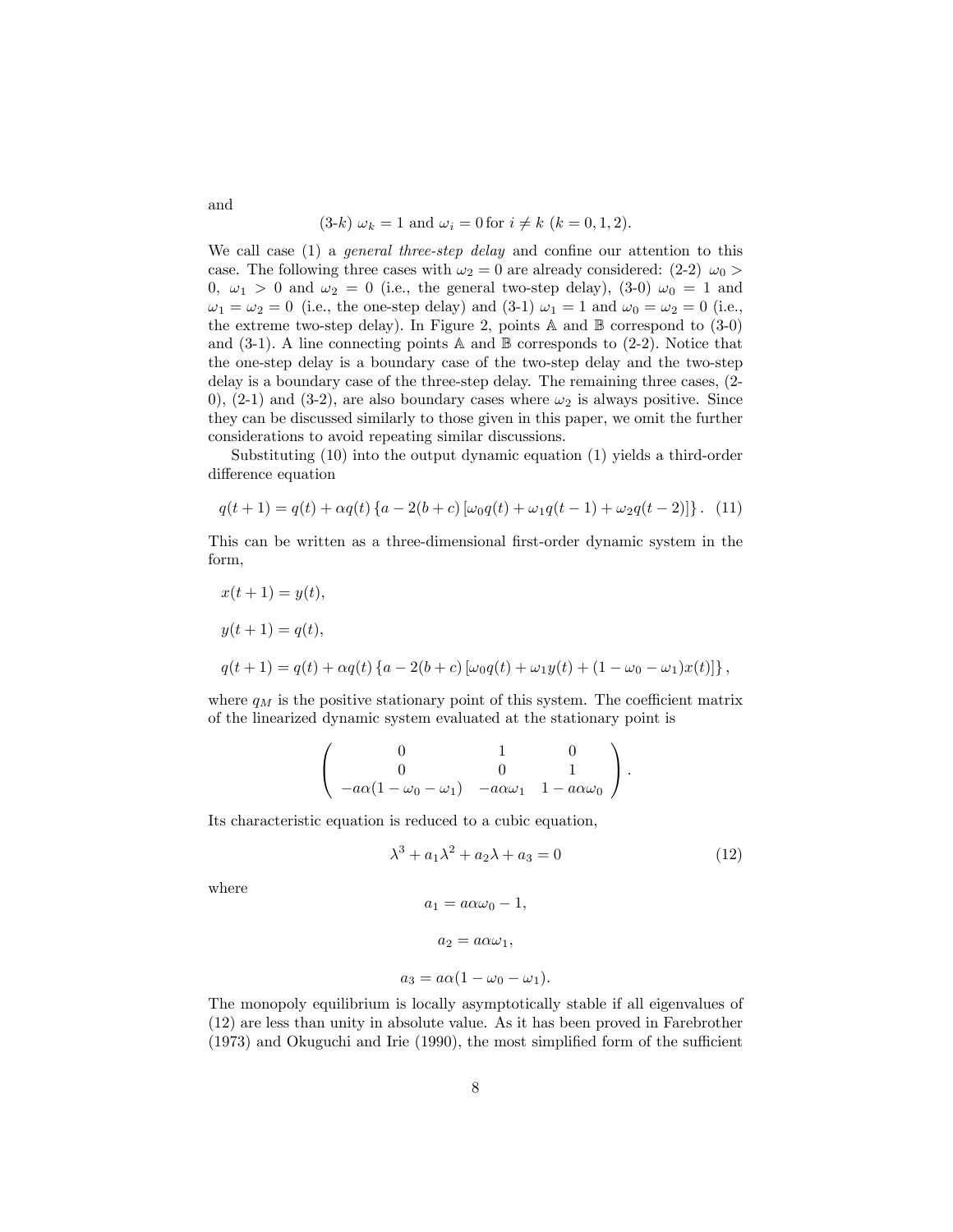and

$$(3\text{-}k)\ \omega_k = 1 \text{ and } \omega_i = 0 \text{ for } i \neq k\ (k = 0, 1, 2).$$

We call case (1) a *general three-step delay* and confine our attention to this case. The following three cases with $\omega_2 = 0$ are already considered: (2-2) $\omega_0 > 0$, $\omega_1 > 0$ and $\omega_2 = 0$ (i.e., the general two-step delay), (3-0) $\omega_0 = 1$ and $\omega_1 = \omega_2 = 0$ (i.e., the one-step delay) and (3-1) $\omega_1 = 1$ and $\omega_0 = \omega_2 = 0$ (i.e., the extreme two-step delay). In Figure 2, points $\mathbb{A}$ and $\mathbb{B}$ correspond to (3-0) and (3-1). A line connecting points $\mathbb{A}$ and $\mathbb{B}$ corresponds to (2-2). Notice that the one-step delay is a boundary case of the two-step delay and the two-step delay is a boundary case of the three-step delay. The remaining three cases, (2-0), (2-1) and (3-2), are also boundary cases where $\omega_2$ is always positive. Since they can be discussed similarly to those given in this paper, we omit the further considerations to avoid repeating similar discussions.

Substituting (10) into the output dynamic equation (1) yields a third-order difference equation

$$q(t+1) = q(t) + \alpha q(t) \left\{ a - 2(b+c) \left[ \omega_0 q(t) + \omega_1 q(t-1) + \omega_2 q(t-2) \right] \right\}. \quad (11)$$

This can be written as a three-dimensional first-order dynamic system in the form,

$$x(t+1) = y(t),$$

$$y(t+1) = q(t),$$

$$q(t+1) = q(t) + \alpha q(t) \left\{ a - 2(b+c) \left[ \omega_0 q(t) + \omega_1 y(t) + (1 - \omega_0 - \omega_1) x(t) \right] \right\},$$

where $q_M$ is the positive stationary point of this system. The coefficient matrix of the linearized dynamic system evaluated at the stationary point is

$$\begin{pmatrix} 0 & 1 & 0 \\ 0 & 0 & 1 \\ -a\alpha(1 - \omega_0 - \omega_1) & -a\alpha\omega_1 & 1 - a\alpha\omega_0 \end{pmatrix}.$$

Its characteristic equation is reduced to a cubic equation,

$$\lambda^3 + a_1 \lambda^2 + a_2 \lambda + a_3 = 0 \quad (12)$$

where

$$a_1 = a\alpha\omega_0 - 1,$$

$$a_2 = a\alpha\omega_1,$$

$$a_3 = a\alpha(1 - \omega_0 - \omega_1).$$

The monopoly equilibrium is locally asymptotically stable if all eigenvalues of (12) are less than unity in absolute value. As it has been proved in Farebrother (1973) and Okuguchi and Irie (1990), the most simplified form of the sufficient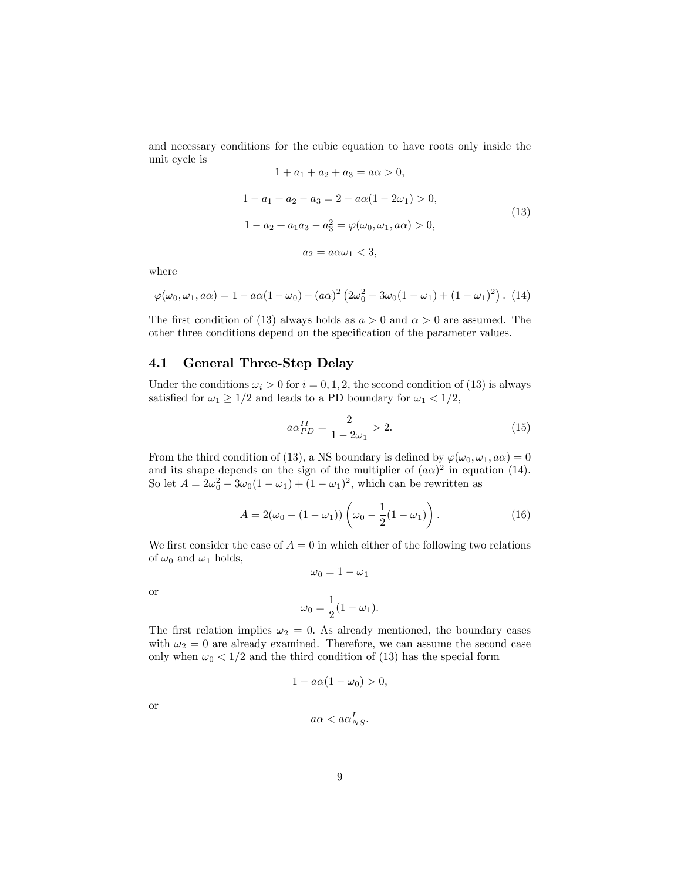and necessary conditions for the cubic equation to have roots only inside the unit cycle is

$$
\begin{aligned}
1 + a_1 + a_2 + a_3 &= a\alpha > 0, \\
1 - a_1 + a_2 - a_3 &= 2 - a\alpha(1 - 2\omega_1) > 0, \\
1 - a_2 + a_1 a_3 - a_3^2 &= \varphi(\omega_0, \omega_1, a\alpha) > 0, \\
a_2 &= a\alpha\omega_1 < 3,
\end{aligned}
\tag{13}
$$

where

$$
\varphi(\omega_0, \omega_1, a\alpha) = 1 - a\alpha(1 - \omega_0) - (a\alpha)^2 \left(2\omega_0^2 - 3\omega_0(1 - \omega_1) + (1 - \omega_1)^2\right). \tag{14}
$$

The first condition of (13) always holds as $a > 0$ and $\alpha > 0$ are assumed. The other three conditions depend on the specification of the parameter values.

## 4.1 General Three-Step Delay

Under the conditions $\omega_i > 0$ for $i = 0, 1, 2$, the second condition of (13) is always satisfied for $\omega_1 \geq 1/2$ and leads to a PD boundary for $\omega_1 < 1/2$,

$$
a\alpha_{PD}^{II} = \frac{2}{1 - 2\omega_1} > 2. \tag{15}
$$

From the third condition of (13), a NS boundary is defined by $\varphi(\omega_0, \omega_1, a\alpha) = 0$ and its shape depends on the sign of the multiplier of $(a\alpha)^2$ in equation (14). So let $A = 2\omega_0^2 - 3\omega_0(1 - \omega_1) + (1 - \omega_1)^2$, which can be rewritten as

$$
A = 2(\omega_0 - (1 - \omega_1)) \left(\omega_0 - \frac{1}{2}(1 - \omega_1)\right). \tag{16}
$$

We first consider the case of $A = 0$ in which either of the following two relations of $\omega_0$ and $\omega_1$ holds,

$$
\omega_0 = 1 - \omega_1
$$

or

$$
\omega_0 = \frac{1}{2}(1 - \omega_1).
$$

The first relation implies $\omega_2 = 0$. As already mentioned, the boundary cases with $\omega_2 = 0$ are already examined. Therefore, we can assume the second case only when $\omega_0 < 1/2$ and the third condition of (13) has the special form

$$
1 - a\alpha(1 - \omega_0) > 0,
$$

or

$$
a\alpha < a\alpha_{NS}^{I}.
$$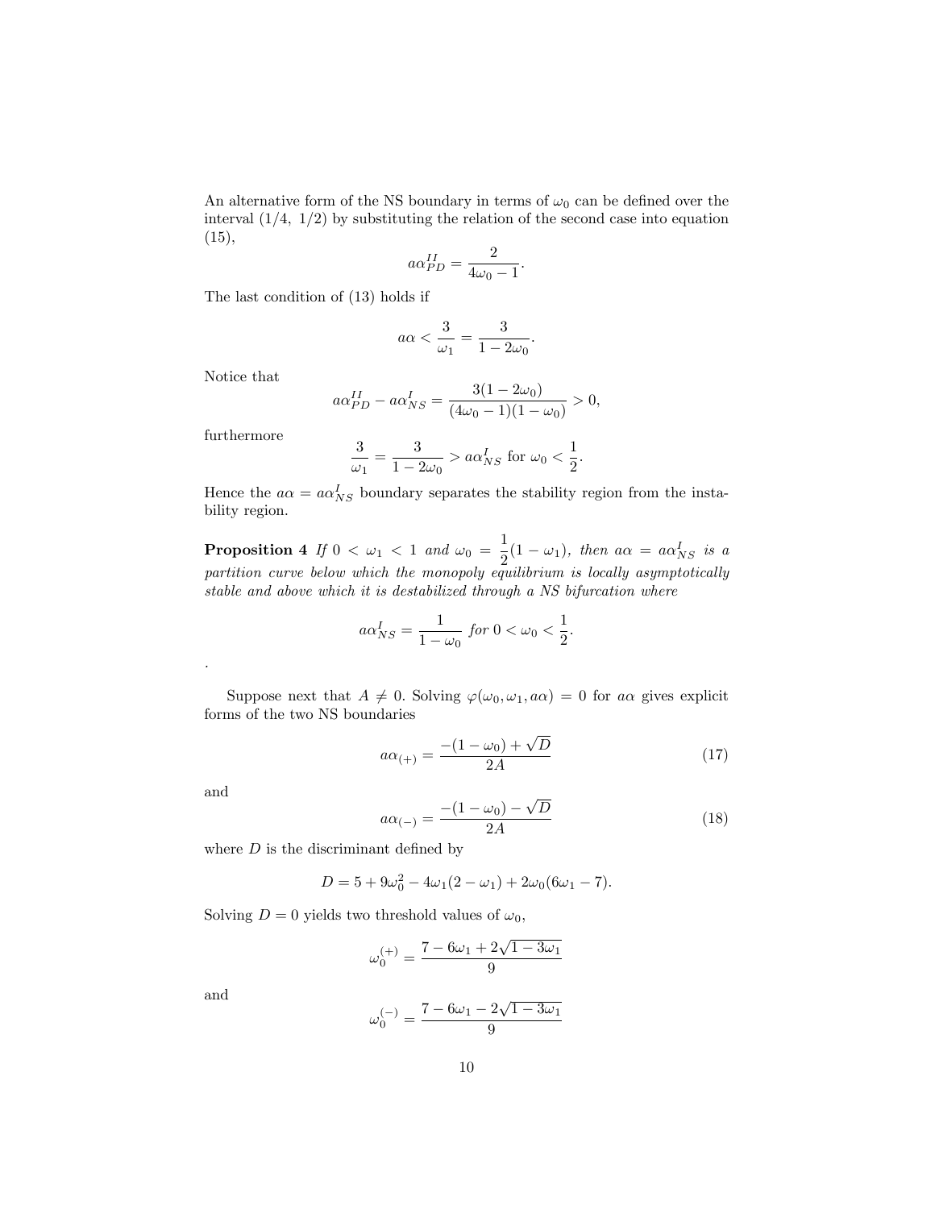An alternative form of the NS boundary in terms of $\omega_0$ can be defined over the interval $(1/4,\ 1/2)$ by substituting the relation of the second case into equation (15),

$$a\alpha_{PD}^{II} = \frac{2}{4\omega_0 - 1}.$$

The last condition of (13) holds if

$$a\alpha < \frac{3}{\omega_1} = \frac{3}{1 - 2\omega_0}.$$

Notice that

$$a\alpha_{PD}^{II} - a\alpha_{NS}^{I} = \frac{3(1 - 2\omega_0)}{(4\omega_0 - 1)(1 - \omega_0)} > 0,$$

furthermore

$$\frac{3}{\omega_1} = \frac{3}{1 - 2\omega_0} > a\alpha_{NS}^{I} \text{ for } \omega_0 < \frac{1}{2}.$$

Hence the $a\alpha = a\alpha_{NS}^{I}$ boundary separates the stability region from the instability region.

**Proposition 4** *If $0 < \omega_1 < 1$ and $\omega_0 = \frac{1}{2}(1 - \omega_1)$, then $a\alpha = a\alpha_{NS}^{I}$ is a partition curve below which the monopoly equilibrium is locally asymptotically stable and above which it is destabilized through a NS bifurcation where*

$$a\alpha_{NS}^{I} = \frac{1}{1 - \omega_0} \text{ for } 0 < \omega_0 < \frac{1}{2}.$$

.

Suppose next that $A \neq 0$. Solving $\varphi(\omega_0, \omega_1, a\alpha) = 0$ for $a\alpha$ gives explicit forms of the two NS boundaries

$$a\alpha_{(+)} = \frac{-(1 - \omega_0) + \sqrt{D}}{2A} \tag{17}$$

and

$$a\alpha_{(-)} = \frac{-(1 - \omega_0) - \sqrt{D}}{2A} \tag{18}$$

where $D$ is the discriminant defined by

$$D = 5 + 9\omega_0^2 - 4\omega_1(2 - \omega_1) + 2\omega_0(6\omega_1 - 7).$$

Solving $D = 0$ yields two threshold values of $\omega_0$,

$$\omega_0^{(+)} = \frac{7 - 6\omega_1 + 2\sqrt{1 - 3\omega_1}}{9}$$

and

$$\omega_0^{(-)} = \frac{7 - 6\omega_1 - 2\sqrt{1 - 3\omega_1}}{9}$$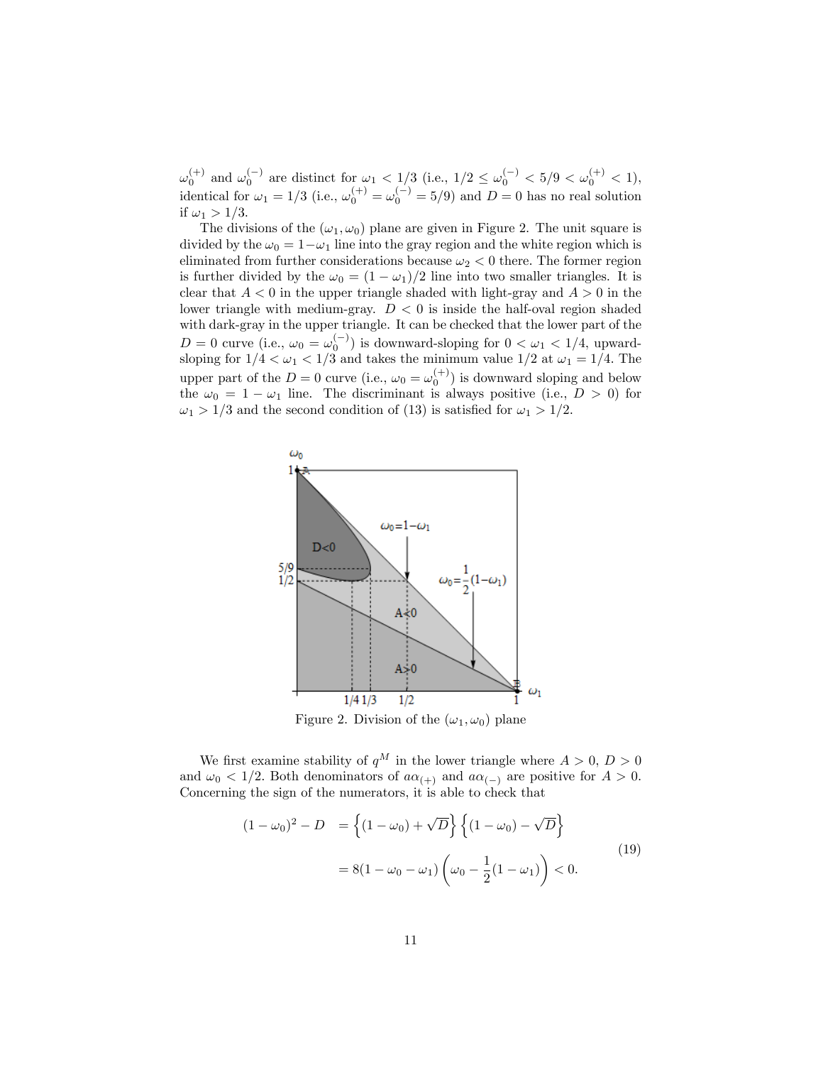$\omega_0^{(+)}$ and $\omega_0^{(-)}$ are distinct for $\omega_1 < 1/3$ (i.e., $1/2 \leq \omega_0^{(-)} < 5/9 < \omega_0^{(+)} < 1$), identical for $\omega_1 = 1/3$ (i.e., $\omega_0^{(+)} = \omega_0^{(-)} = 5/9$) and $D = 0$ has no real solution if $\omega_1 > 1/3$.

The divisions of the $(\omega_1, \omega_0)$ plane are given in Figure 2. The unit square is divided by the $\omega_0 = 1 - \omega_1$ line into the gray region and the white region which is eliminated from further considerations because $\omega_2 < 0$ there. The former region is further divided by the $\omega_0 = (1 - \omega_1)/2$ line into two smaller triangles. It is clear that $A < 0$ in the upper triangle shaded with light-gray and $A > 0$ in the lower triangle with medium-gray. $D < 0$ is inside the half-oval region shaded with dark-gray in the upper triangle. It can be checked that the lower part of the $D = 0$ curve (i.e., $\omega_0 = \omega_0^{(-)}$) is downward-sloping for $0 < \omega_1 < 1/4$, upward-sloping for $1/4 < \omega_1 < 1/3$ and takes the minimum value $1/2$ at $\omega_1 = 1/4$. The upper part of the $D = 0$ curve (i.e., $\omega_0 = \omega_0^{(+)}$) is downward sloping and below the $\omega_0 = 1 - \omega_1$ line. The discriminant is always positive (i.e., $D > 0$) for $\omega_1 > 1/3$ and the second condition of (13) is satisfied for $\omega_1 > 1/2$.

Figure 2. Division of the $(\omega_1, \omega_0)$ plane

We first examine stability of $q^M$ in the lower triangle where $A > 0$, $D > 0$ and $\omega_0 < 1/2$. Both denominators of $a\alpha_{(+)}$ and $a\alpha_{(-)}$ are positive for $A > 0$. Concerning the sign of the numerators, it is able to check that

$$
\begin{aligned}
(1 - \omega_0)^2 - D &= \left\{(1 - \omega_0) + \sqrt{D}\right\}\left\{(1 - \omega_0) - \sqrt{D}\right\} \\
&= 8(1 - \omega_0 - \omega_1)\left(\omega_0 - \frac{1}{2}(1 - \omega_1)\right) < 0.
\end{aligned} \tag{19}
$$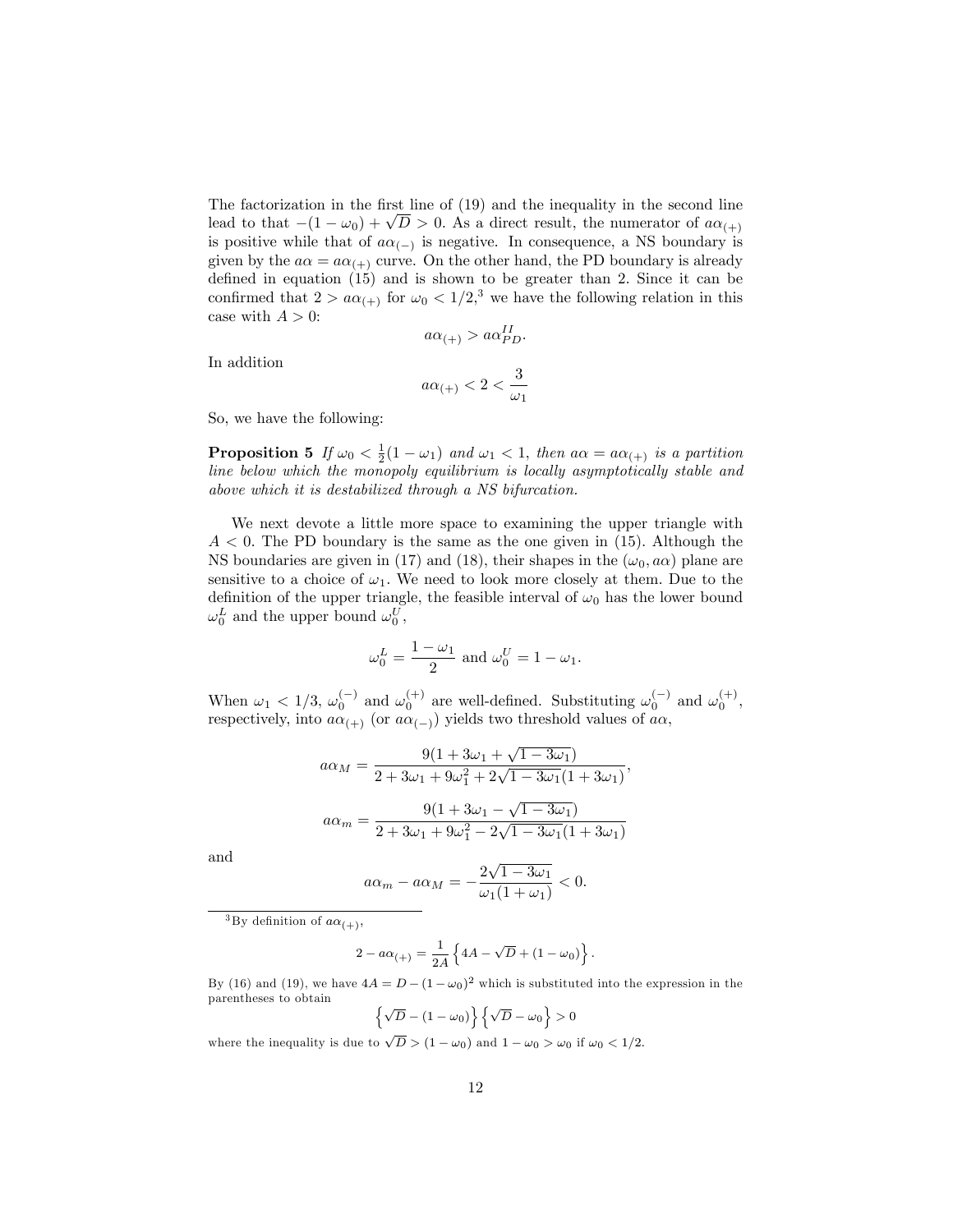The factorization in the first line of (19) and the inequality in the second line lead to that $-(1-\omega_0)+\sqrt{D}>0$. As a direct result, the numerator of $a\alpha_{(+)}$ is positive while that of $a\alpha_{(-)}$ is negative. In consequence, a NS boundary is given by the $a\alpha = a\alpha_{(+)}$ curve. On the other hand, the PD boundary is already defined in equation (15) and is shown to be greater than 2. Since it can be confirmed that $2 > a\alpha_{(+)}$ for $\omega_0 < 1/2$,[3] we have the following relation in this case with $A > 0$:

$$a\alpha_{(+)} > a\alpha_{PD}^{II}.$$

In addition

$$a\alpha_{(+)} < 2 < \frac{3}{\omega_1}$$

So, we have the following:

**Proposition 5** *If $\omega_0 < \frac{1}{2}(1-\omega_1)$ and $\omega_1 < 1$, then $a\alpha = a\alpha_{(+)}$ is a partition line below which the monopoly equilibrium is locally asymptotically stable and above which it is destabilized through a NS bifurcation.*

We next devote a little more space to examining the upper triangle with $A < 0$. The PD boundary is the same as the one given in (15). Although the NS boundaries are given in (17) and (18), their shapes in the $(\omega_0, a\alpha)$ plane are sensitive to a choice of $\omega_1$. We need to look more closely at them. Due to the definition of the upper triangle, the feasible interval of $\omega_0$ has the lower bound $\omega_0^L$ and the upper bound $\omega_0^U$,

$$\omega_0^L = \frac{1-\omega_1}{2} \text{ and } \omega_0^U = 1-\omega_1.$$

When $\omega_1 < 1/3$, $\omega_0^{(-)}$ and $\omega_0^{(+)}$ are well-defined. Substituting $\omega_0^{(-)}$ and $\omega_0^{(+)}$, respectively, into $a\alpha_{(+)}$ (or $a\alpha_{(-)}$) yields two threshold values of $a\alpha$,

$$a\alpha_M = \frac{9(1+3\omega_1+\sqrt{1-3\omega_1})}{2+3\omega_1+9\omega_1^2+2\sqrt{1-3\omega_1}(1+3\omega_1)},$$

$$a\alpha_m = \frac{9(1+3\omega_1-\sqrt{1-3\omega_1})}{2+3\omega_1+9\omega_1^2-2\sqrt{1-3\omega_1}(1+3\omega_1)}$$

and

$$a\alpha_m - a\alpha_M = -\frac{2\sqrt{1-3\omega_1}}{\omega_1(1+\omega_1)} < 0.$$

---

[3] By definition of $a\alpha_{(+)}$,

$$2 - a\alpha_{(+)} = \frac{1}{2A}\left\{4A - \sqrt{D} + (1-\omega_0)\right\}.$$

By (16) and (19), we have $4A = D - (1-\omega_0)^2$ which is substituted into the expression in the parentheses to obtain

$$\left\{\sqrt{D} - (1-\omega_0)\right\}\left\{\sqrt{D} - \omega_0\right\} > 0$$

where the inequality is due to $\sqrt{D} > (1-\omega_0)$ and $1-\omega_0 > \omega_0$ if $\omega_0 < 1/2$.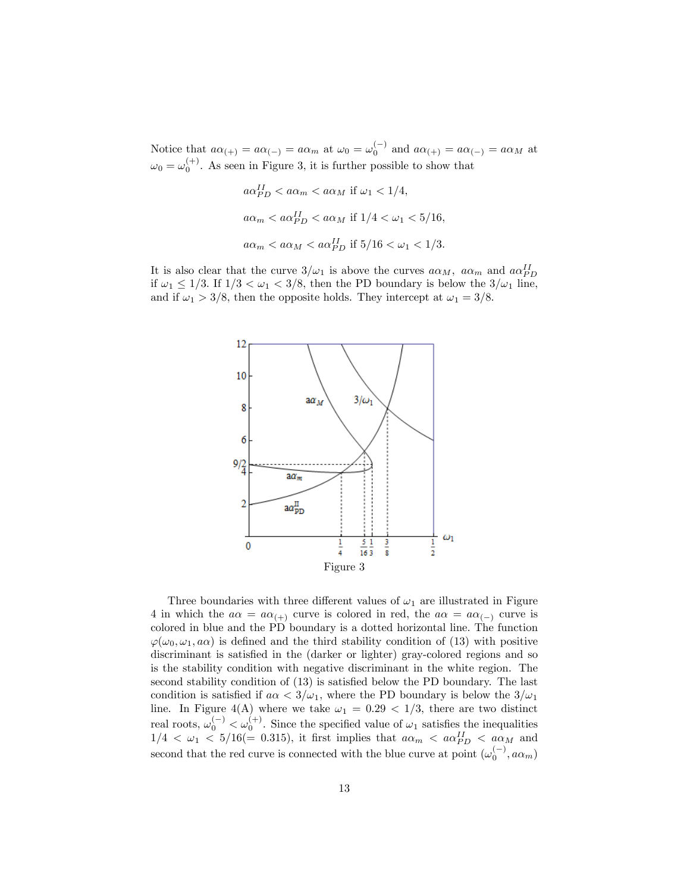Notice that $a\alpha_{(+)} = a\alpha_{(-)} = a\alpha_m$ at $\omega_0 = \omega_0^{(-)}$ and $a\alpha_{(+)} = a\alpha_{(-)} = a\alpha_M$ at $\omega_0 = \omega_0^{(+)}$. As seen in Figure 3, it is further possible to show that

$$a\alpha_{PD}^{II} < a\alpha_m < a\alpha_M \text{ if } \omega_1 < 1/4,$$

$$a\alpha_m < a\alpha_{PD}^{II} < a\alpha_M \text{ if } 1/4 < \omega_1 < 5/16,$$

$$a\alpha_m < a\alpha_M < a\alpha_{PD}^{II} \text{ if } 5/16 < \omega_1 < 1/3.$$

It is also clear that the curve $3/\omega_1$ is above the curves $a\alpha_M$, $a\alpha_m$ and $a\alpha_{PD}^{II}$ if $\omega_1 \leq 1/3$. If $1/3 < \omega_1 < 3/8$, then the PD boundary is below the $3/\omega_1$ line, and if $\omega_1 > 3/8$, then the opposite holds. They intercept at $\omega_1 = 3/8$.

Figure 3

Three boundaries with three different values of $\omega_1$ are illustrated in Figure 4 in which the $a\alpha = a\alpha_{(+)}$ curve is colored in red, the $a\alpha = a\alpha_{(-)}$ curve is colored in blue and the PD boundary is a dotted horizontal line. The function $\varphi(\omega_0, \omega_1, a\alpha)$ is defined and the third stability condition of (13) with positive discriminant is satisfied in the (darker or lighter) gray-colored regions and so is the stability condition with negative discriminant in the white region. The second stability condition of (13) is satisfied below the PD boundary. The last condition is satisfied if $a\alpha < 3/\omega_1$, where the PD boundary is below the $3/\omega_1$ line. In Figure 4(A) where we take $\omega_1 = 0.29 < 1/3$, there are two distinct real roots, $\omega_0^{(-)} < \omega_0^{(+)}$. Since the specified value of $\omega_1$ satisfies the inequalities $1/4 < \omega_1 < 5/16(= 0.315)$, it first implies that $a\alpha_m < a\alpha_{PD}^{II} < a\alpha_M$ and second that the red curve is connected with the blue curve at point $(\omega_0^{(-)}, a\alpha_m)$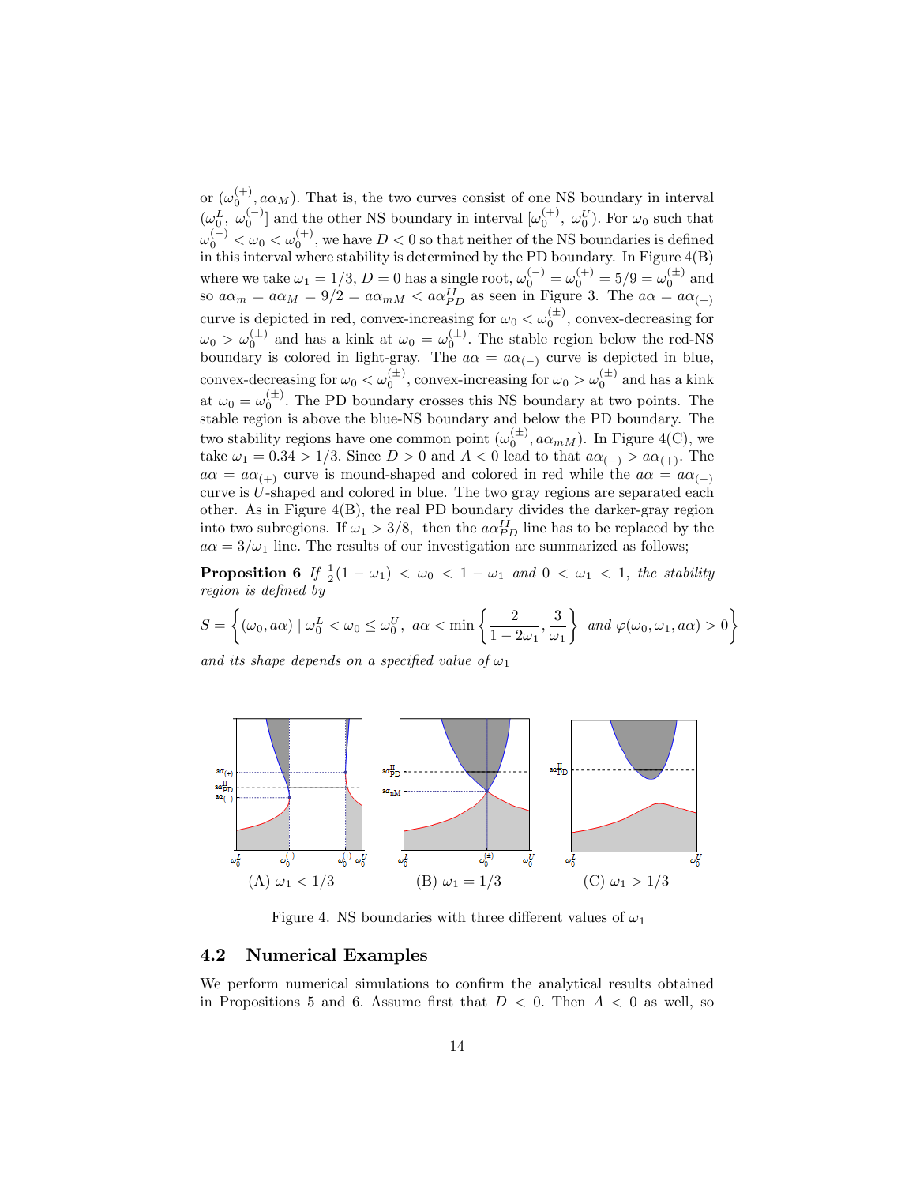or $(\omega_0^{(+)}, a\alpha_M)$. That is, the two curves consist of one NS boundary in interval $(\omega_0^L,\ \omega_0^{(-)}]$ and the other NS boundary in interval $[\omega_0^{(+)},\ \omega_0^U)$. For $\omega_0$ such that $\omega_0^{(-)} < \omega_0 < \omega_0^{(+)}$, we have $D < 0$ so that neither of the NS boundaries is defined in this interval where stability is determined by the PD boundary. In Figure 4(B) where we take $\omega_1 = 1/3$, $D = 0$ has a single root, $\omega_0^{(-)} = \omega_0^{(+)} = 5/9 = \omega_0^{(\pm)}$ and so $a\alpha_m = a\alpha_M = 9/2 = a\alpha_{mM} < a\alpha_{PD}^{II}$ as seen in Figure 3. The $a\alpha = a\alpha_{(+)}$ curve is depicted in red, convex-increasing for $\omega_0 < \omega_0^{(\pm)}$, convex-decreasing for $\omega_0 > \omega_0^{(\pm)}$ and has a kink at $\omega_0 = \omega_0^{(\pm)}$. The stable region below the red-NS boundary is colored in light-gray. The $a\alpha = a\alpha_{(-)}$ curve is depicted in blue, convex-decreasing for $\omega_0 < \omega_0^{(\pm)}$, convex-increasing for $\omega_0 > \omega_0^{(\pm)}$ and has a kink at $\omega_0 = \omega_0^{(\pm)}$. The PD boundary crosses this NS boundary at two points. The stable region is above the blue-NS boundary and below the PD boundary. The two stability regions have one common point $(\omega_0^{(\pm)}, a\alpha_{mM})$. In Figure 4(C), we take $\omega_1 = 0.34 > 1/3$. Since $D > 0$ and $A < 0$ lead to that $a\alpha_{(-)} > a\alpha_{(+)}$. The $a\alpha = a\alpha_{(+)}$ curve is mound-shaped and colored in red while the $a\alpha = a\alpha_{(-)}$ curve is $U$-shaped and colored in blue. The two gray regions are separated each other. As in Figure 4(B), the real PD boundary divides the darker-gray region into two subregions. If $\omega_1 > 3/8$, then the $a\alpha_{PD}^{II}$ line has to be replaced by the $a\alpha = 3/\omega_1$ line. The results of our investigation are summarized as follows;

**Proposition 6** *If* $\frac{1}{2}(1-\omega_1) < \omega_0 < 1-\omega_1$ *and* $0 < \omega_1 < 1$, *the stability region is defined by*

$$S = \left\{ (\omega_0, a\alpha) \mid \omega_0^L < \omega_0 \leq \omega_0^U,\ a\alpha < \min\left\{ \frac{2}{1-2\omega_1}, \frac{3}{\omega_1} \right\} \text{ and } \varphi(\omega_0, \omega_1, a\alpha) > 0 \right\}$$

*and its shape depends on a specified value of* $\omega_1$

(A) $\omega_1 < 1/3$ (B) $\omega_1 = 1/3$ (C) $\omega_1 > 1/3$

Figure 4. NS boundaries with three different values of $\omega_1$

## 4.2 Numerical Examples

We perform numerical simulations to confirm the analytical results obtained in Propositions 5 and 6. Assume first that $D < 0$. Then $A < 0$ as well, so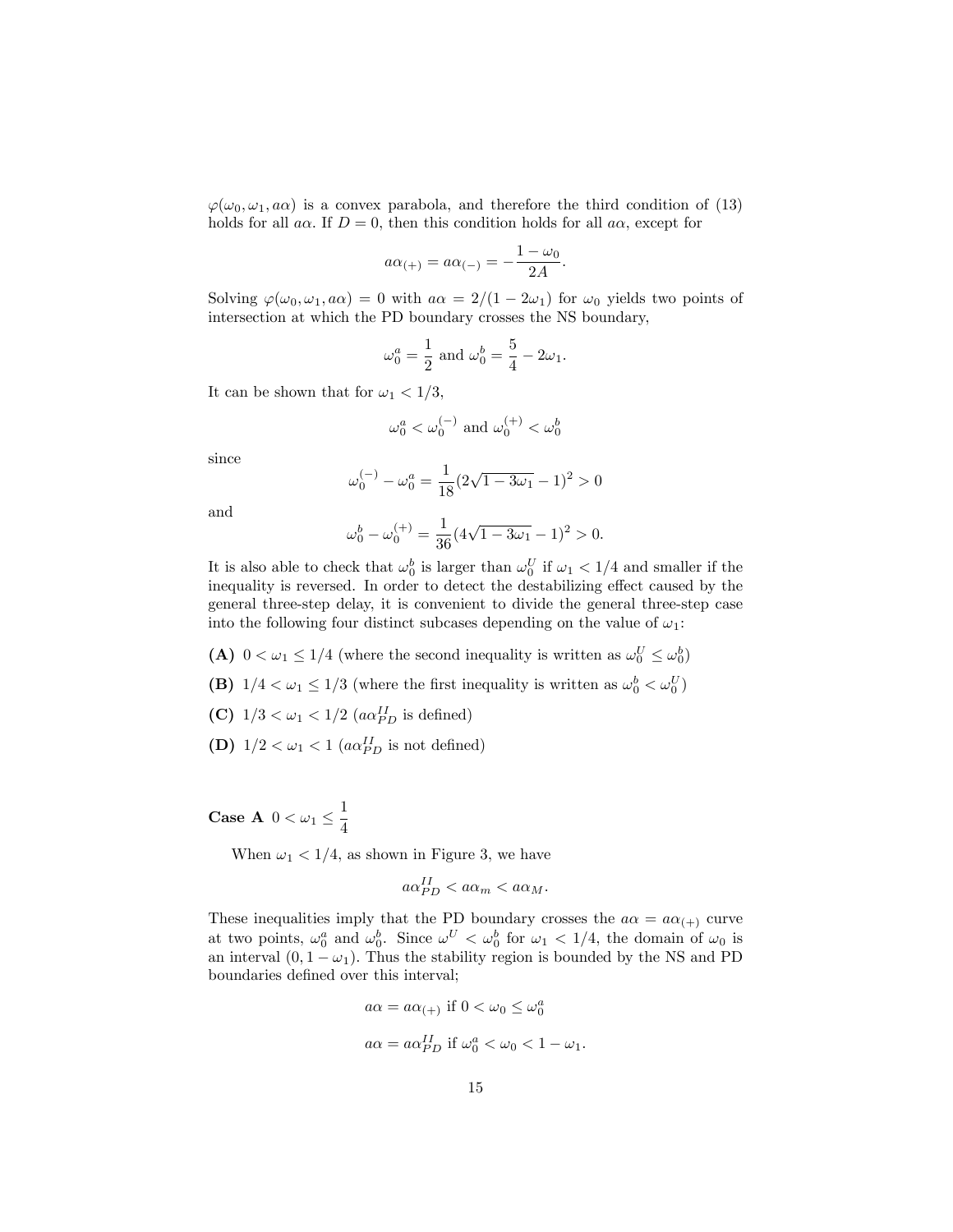$\varphi(\omega_0, \omega_1, a\alpha)$ is a convex parabola, and therefore the third condition of (13) holds for all $a\alpha$. If $D = 0$, then this condition holds for all $a\alpha$, except for

$$a\alpha_{(+)} = a\alpha_{(-)} = -\frac{1-\omega_0}{2A}.$$

Solving $\varphi(\omega_0, \omega_1, a\alpha) = 0$ with $a\alpha = 2/(1 - 2\omega_1)$ for $\omega_0$ yields two points of intersection at which the PD boundary crosses the NS boundary,

$$\omega_0^a = \frac{1}{2} \text{ and } \omega_0^b = \frac{5}{4} - 2\omega_1.$$

It can be shown that for $\omega_1 < 1/3$,

$$\omega_0^a < \omega_0^{(-)} \text{ and } \omega_0^{(+)} < \omega_0^b$$

since

$$\omega_0^{(-)} - \omega_0^a = \frac{1}{18}(2\sqrt{1-3\omega_1} - 1)^2 > 0$$

and

$$\omega_0^b - \omega_0^{(+)} = \frac{1}{36}(4\sqrt{1-3\omega_1} - 1)^2 > 0.$$

It is also able to check that $\omega_0^b$ is larger than $\omega_0^U$ if $\omega_1 < 1/4$ and smaller if the inequality is reversed. In order to detect the destabilizing effect caused by the general three-step delay, it is convenient to divide the general three-step case into the following four distinct subcases depending on the value of $\omega_1$:

- **(A)** $0 < \omega_1 \leq 1/4$ (where the second inequality is written as $\omega_0^U \leq \omega_0^b$)
- **(B)** $1/4 < \omega_1 \leq 1/3$ (where the first inequality is written as $\omega_0^b < \omega_0^U$)
- **(C)** $1/3 < \omega_1 < 1/2$ ($a\alpha_{PD}^{II}$ is defined)
- **(D)** $1/2 < \omega_1 < 1$ ($a\alpha_{PD}^{II}$ is not defined)

**Case A** $0 < \omega_1 \leq \frac{1}{4}$

When $\omega_1 < 1/4$, as shown in Figure 3, we have

$$a\alpha_{PD}^{II} < a\alpha_m < a\alpha_M.$$

These inequalities imply that the PD boundary crosses the $a\alpha = a\alpha_{(+)}$ curve at two points, $\omega_0^a$ and $\omega_0^b$. Since $\omega^U < \omega_0^b$ for $\omega_1 < 1/4$, the domain of $\omega_0$ is an interval $(0, 1 - \omega_1)$. Thus the stability region is bounded by the NS and PD boundaries defined over this interval;

$$a\alpha = a\alpha_{(+)} \text{ if } 0 < \omega_0 \leq \omega_0^a$$

$$a\alpha = a\alpha_{PD}^{II} \text{ if } \omega_0^a < \omega_0 < 1 - \omega_1.$$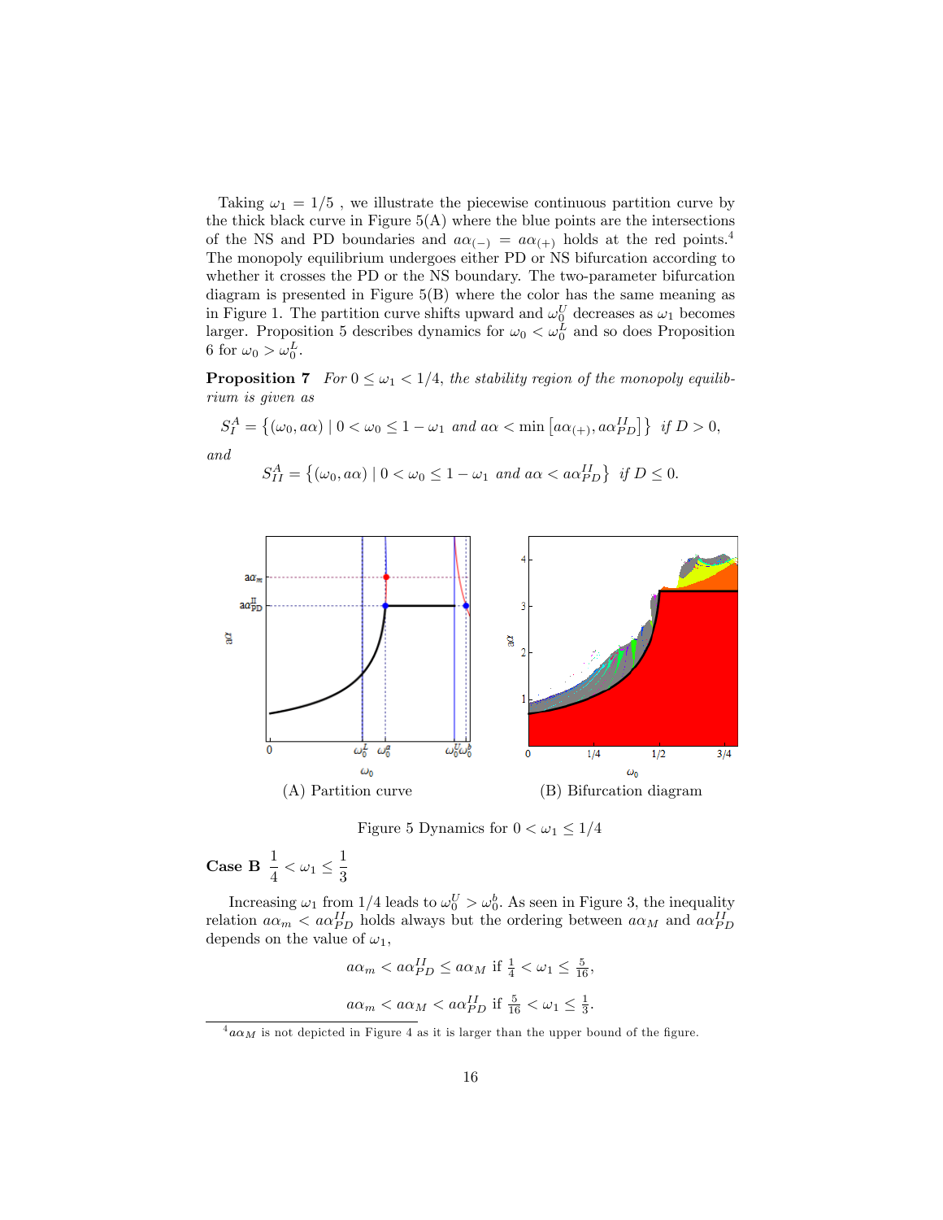Taking $\omega_1 = 1/5$ , we illustrate the piecewise continuous partition curve by the thick black curve in Figure 5(A) where the blue points are the intersections of the NS and PD boundaries and $a\alpha_{(-)} = a\alpha_{(+)}$ holds at the red points.[4] The monopoly equilibrium undergoes either PD or NS bifurcation according to whether it crosses the PD or the NS boundary. The two-parameter bifurcation diagram is presented in Figure 5(B) where the color has the same meaning as in Figure 1. The partition curve shifts upward and $\omega_0^U$ decreases as $\omega_1$ becomes larger. Proposition 5 describes dynamics for $\omega_0 < \omega_0^L$ and so does Proposition 6 for $\omega_0 > \omega_0^L$.

**Proposition 7** *For $0 \leq \omega_1 < 1/4$, the stability region of the monopoly equilibrium is given as*

$$S_I^A = \left\{ (\omega_0, a\alpha) \mid 0 < \omega_0 \leq 1 - \omega_1 \text{ and } a\alpha < \min\left[a\alpha_{(+)}, a\alpha_{PD}^{II}\right] \right\} \text{ if } D > 0,$$

*and*

$$S_{II}^A = \left\{ (\omega_0, a\alpha) \mid 0 < \omega_0 \leq 1 - \omega_1 \text{ and } a\alpha < a\alpha_{PD}^{II} \right\} \text{ if } D \leq 0.$$

(A) Partition curve

(B) Bifurcation diagram

Figure 5 Dynamics for $0 < \omega_1 \leq 1/4$

**Case B** $\frac{1}{4} < \omega_1 \leq \frac{1}{3}$

Increasing $\omega_1$ from 1/4 leads to $\omega_0^U > \omega_0^b$. As seen in Figure 3, the inequality relation $a\alpha_m < a\alpha_{PD}^{II}$ holds always but the ordering between $a\alpha_M$ and $a\alpha_{PD}^{II}$ depends on the value of $\omega_1$,

$$a\alpha_m < a\alpha_{PD}^{II} \leq a\alpha_M \text{ if } \tfrac{1}{4} < \omega_1 \leq \tfrac{5}{16},$$

$$a\alpha_m < a\alpha_M < a\alpha_{PD}^{II} \text{ if } \tfrac{5}{16} < \omega_1 \leq \tfrac{1}{3}.$$

[4] $a\alpha_M$ is not depicted in Figure 4 as it is larger than the upper bound of the figure.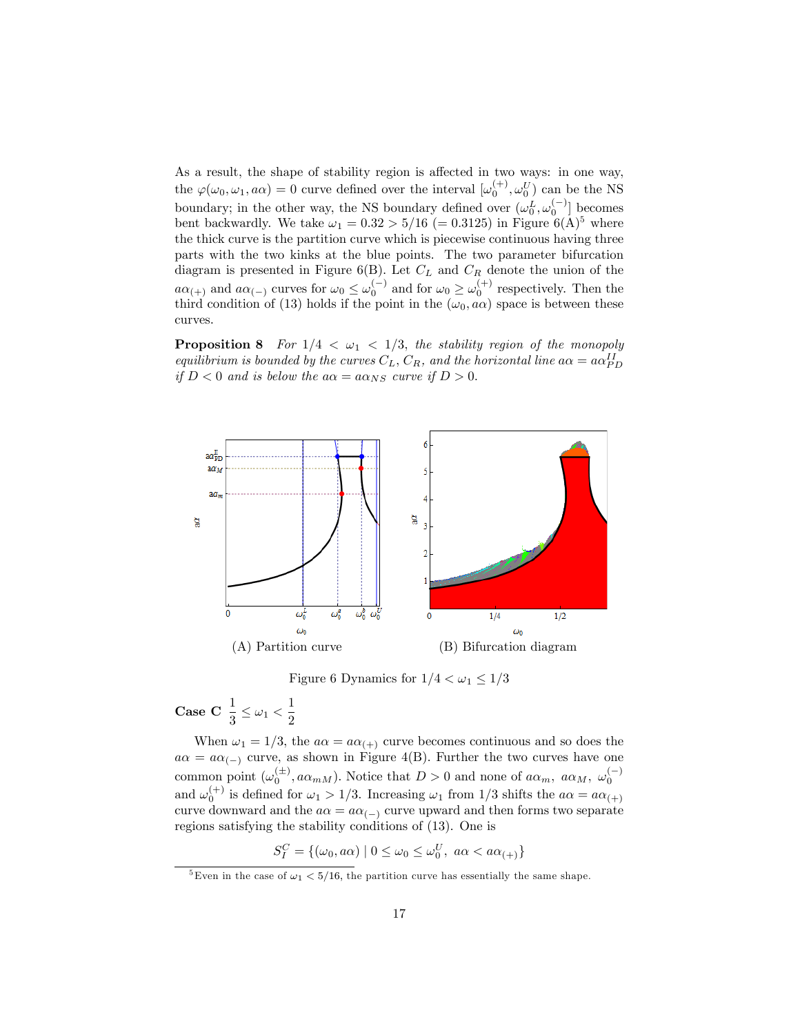As a result, the shape of stability region is affected in two ways: in one way, the $\varphi(\omega_0, \omega_1, a\alpha) = 0$ curve defined over the interval $[\omega_0^{(+)}, \omega_0^U)$ can be the NS boundary; in the other way, the NS boundary defined over $(\omega_0^L, \omega_0^{(-)}]$ becomes bent backwardly. We take $\omega_1 = 0.32 > 5/16$ $(= 0.3125)$ in Figure 6(A)[5] where the thick curve is the partition curve which is piecewise continuous having three parts with the two kinks at the blue points. The two parameter bifurcation diagram is presented in Figure 6(B). Let $C_L$ and $C_R$ denote the union of the $a\alpha_{(+)}$ and $a\alpha_{(-)}$ curves for $\omega_0 \leq \omega_0^{(-)}$ and for $\omega_0 \geq \omega_0^{(+)}$ respectively. Then the third condition of (13) holds if the point in the $(\omega_0, a\alpha)$ space is between these curves.

**Proposition 8** *For $1/4 < \omega_1 < 1/3$, the stability region of the monopoly equilibrium is bounded by the curves $C_L$, $C_R$, and the horizontal line $a\alpha = a\alpha_{PD}^{II}$ if $D < 0$ and is below the $a\alpha = a\alpha_{NS}$ curve if $D > 0$.*

(A) Partition curve (B) Bifurcation diagram

Figure 6 Dynamics for $1/4 < \omega_1 \leq 1/3$

**Case C** $\dfrac{1}{3} \leq \omega_1 < \dfrac{1}{2}$

When $\omega_1 = 1/3$, the $a\alpha = a\alpha_{(+)}$ curve becomes continuous and so does the $a\alpha = a\alpha_{(-)}$ curve, as shown in Figure 4(B). Further the two curves have one common point $(\omega_0^{(\pm)}, a\alpha_{mM})$. Notice that $D > 0$ and none of $a\alpha_m$, $a\alpha_M$, $\omega_0^{(-)}$ and $\omega_0^{(+)}$ is defined for $\omega_1 > 1/3$. Increasing $\omega_1$ from $1/3$ shifts the $a\alpha = a\alpha_{(+)}$ curve downward and the $a\alpha = a\alpha_{(-)}$ curve upward and then forms two separate regions satisfying the stability conditions of (13). One is

$$S_I^C = \{(\omega_0, a\alpha) \mid 0 \leq \omega_0 \leq \omega_0^U,\ a\alpha < a\alpha_{(+)}\}$$

[5] Even in the case of $\omega_1 < 5/16$, the partition curve has essentially the same shape.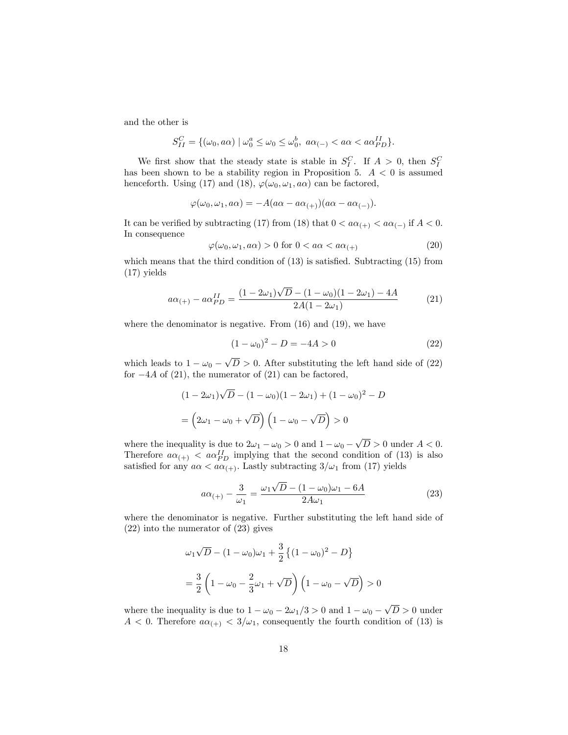and the other is

$$S_{II}^{C} = \{(\omega_0, a\alpha) \mid \omega_0^a \leq \omega_0 \leq \omega_0^b,\ a\alpha_{(-)} < a\alpha < a\alpha_{PD}^{II}\}.$$

We first show that the steady state is stable in $S_I^C$. If $A > 0$, then $S_I^C$ has been shown to be a stability region in Proposition 5. $A < 0$ is assumed henceforth. Using (17) and (18), $\varphi(\omega_0, \omega_1, a\alpha)$ can be factored,

$$\varphi(\omega_0, \omega_1, a\alpha) = -A(a\alpha - a\alpha_{(+)})(a\alpha - a\alpha_{(-)}).$$

It can be verified by subtracting (17) from (18) that $0 < a\alpha_{(+)} < a\alpha_{(-)}$ if $A < 0$. In consequence

$$\varphi(\omega_0, \omega_1, a\alpha) > 0 \text{ for } 0 < a\alpha < a\alpha_{(+)} \tag{20}$$

which means that the third condition of (13) is satisfied. Subtracting (15) from (17) yields

$$a\alpha_{(+)} - a\alpha_{PD}^{II} = \frac{(1 - 2\omega_1)\sqrt{D} - (1 - \omega_0)(1 - 2\omega_1) - 4A}{2A(1 - 2\omega_1)} \tag{21}$$

where the denominator is negative. From (16) and (19), we have

$$(1 - \omega_0)^2 - D = -4A > 0 \tag{22}$$

which leads to $1 - \omega_0 - \sqrt{D} > 0$. After substituting the left hand side of (22) for $-4A$ of (21), the numerator of (21) can be factored,

$$\begin{aligned}
&(1 - 2\omega_1)\sqrt{D} - (1 - \omega_0)(1 - 2\omega_1) + (1 - \omega_0)^2 - D \\
&= \left(2\omega_1 - \omega_0 + \sqrt{D}\right)\left(1 - \omega_0 - \sqrt{D}\right) > 0
\end{aligned}$$

where the inequality is due to $2\omega_1 - \omega_0 > 0$ and $1 - \omega_0 - \sqrt{D} > 0$ under $A < 0$. Therefore $a\alpha_{(+)} < a\alpha_{PD}^{II}$ implying that the second condition of (13) is also satisfied for any $a\alpha < a\alpha_{(+)}$. Lastly subtracting $3/\omega_1$ from (17) yields

$$a\alpha_{(+)} - \frac{3}{\omega_1} = \frac{\omega_1\sqrt{D} - (1 - \omega_0)\omega_1 - 6A}{2A\omega_1} \tag{23}$$

where the denominator is negative. Further substituting the left hand side of (22) into the numerator of (23) gives

$$\begin{aligned}
&\omega_1\sqrt{D} - (1 - \omega_0)\omega_1 + \frac{3}{2}\left\{(1 - \omega_0)^2 - D\right\} \\
&= \frac{3}{2}\left(1 - \omega_0 - \frac{2}{3}\omega_1 + \sqrt{D}\right)\left(1 - \omega_0 - \sqrt{D}\right) > 0
\end{aligned}$$

where the inequality is due to $1 - \omega_0 - 2\omega_1/3 > 0$ and $1 - \omega_0 - \sqrt{D} > 0$ under $A < 0$. Therefore $a\alpha_{(+)} < 3/\omega_1$, consequently the fourth condition of (13) is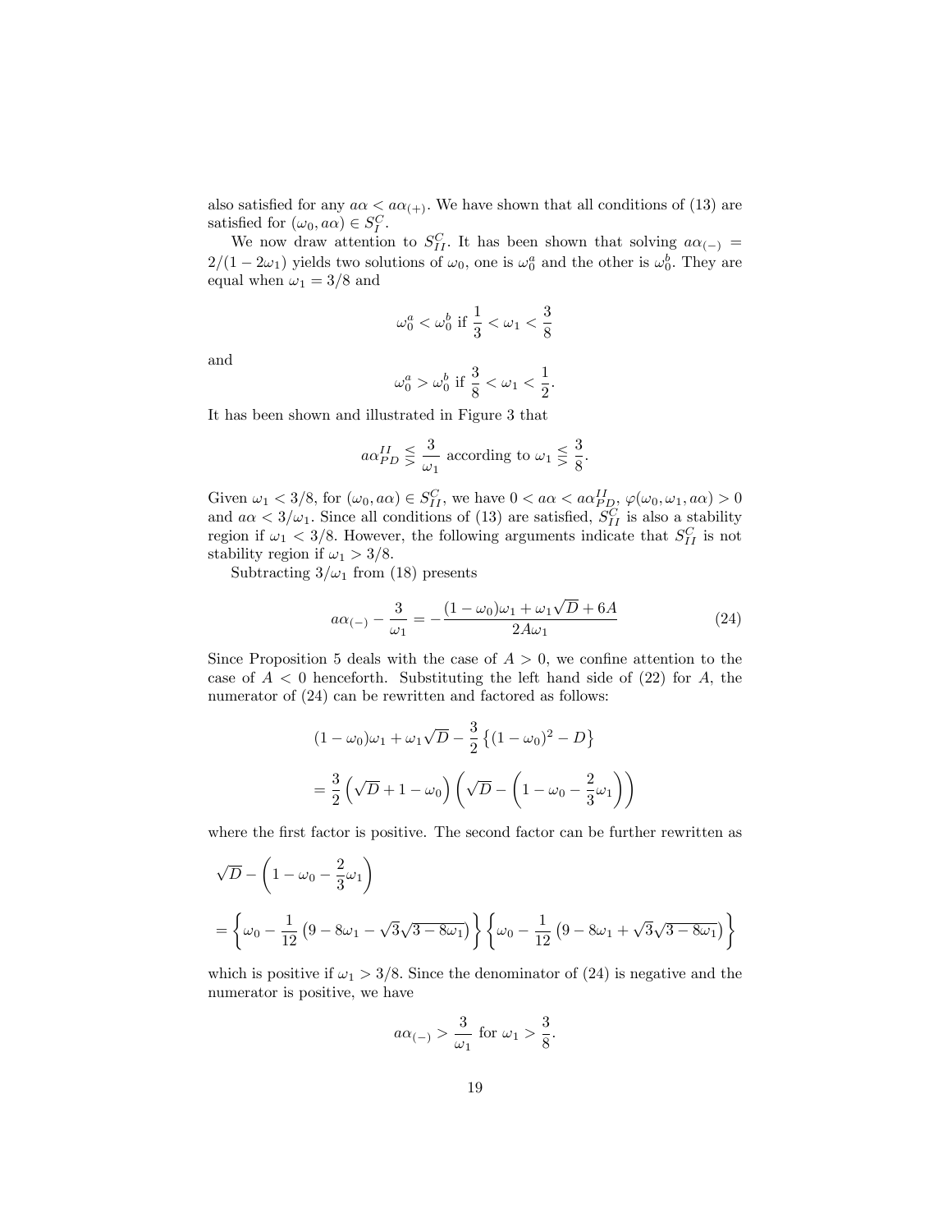also satisfied for any $a\alpha < a\alpha_{(+)}$. We have shown that all conditions of (13) are satisfied for $(\omega_0, a\alpha) \in S_I^C$.

We now draw attention to $S_{II}^C$. It has been shown that solving $a\alpha_{(-)} = 2/(1-2\omega_1)$ yields two solutions of $\omega_0$, one is $\omega_0^a$ and the other is $\omega_0^b$. They are equal when $\omega_1 = 3/8$ and

$$\omega_0^a < \omega_0^b \text{ if } \frac{1}{3} < \omega_1 < \frac{3}{8}$$

and

$$\omega_0^a > \omega_0^b \text{ if } \frac{3}{8} < \omega_1 < \frac{1}{2}.$$

It has been shown and illustrated in Figure 3 that

$$a\alpha_{PD}^{II} \lesseqgtr \frac{3}{\omega_1} \text{ according to } \omega_1 \lesseqgtr \frac{3}{8}.$$

Given $\omega_1 < 3/8$, for $(\omega_0, a\alpha) \in S_{II}^C$, we have $0 < a\alpha < a\alpha_{PD}^{II}$, $\varphi(\omega_0, \omega_1, a\alpha) > 0$ and $a\alpha < 3/\omega_1$. Since all conditions of (13) are satisfied, $S_{II}^C$ is also a stability region if $\omega_1 < 3/8$. However, the following arguments indicate that $S_{II}^C$ is not stability region if $\omega_1 > 3/8$.

Subtracting $3/\omega_1$ from (18) presents

$$a\alpha_{(-)} - \frac{3}{\omega_1} = -\frac{(1-\omega_0)\omega_1 + \omega_1\sqrt{D} + 6A}{2A\omega_1} \tag{24}$$

Since Proposition 5 deals with the case of $A > 0$, we confine attention to the case of $A < 0$ henceforth. Substituting the left hand side of (22) for $A$, the numerator of (24) can be rewritten and factored as follows:

$$(1-\omega_0)\omega_1 + \omega_1\sqrt{D} - \frac{3}{2}\left\{(1-\omega_0)^2 - D\right\}$$

$$= \frac{3}{2}\left(\sqrt{D} + 1 - \omega_0\right)\left(\sqrt{D} - \left(1 - \omega_0 - \frac{2}{3}\omega_1\right)\right)$$

where the first factor is positive. The second factor can be further rewritten as

$$\sqrt{D} - \left(1 - \omega_0 - \frac{2}{3}\omega_1\right)$$

$$= \left\{\omega_0 - \frac{1}{12}\left(9 - 8\omega_1 - \sqrt{3}\sqrt{3-8\omega_1}\right)\right\}\left\{\omega_0 - \frac{1}{12}\left(9 - 8\omega_1 + \sqrt{3}\sqrt{3-8\omega_1}\right)\right\}$$

which is positive if $\omega_1 > 3/8$. Since the denominator of (24) is negative and the numerator is positive, we have

$$a\alpha_{(-)} > \frac{3}{\omega_1} \text{ for } \omega_1 > \frac{3}{8}.$$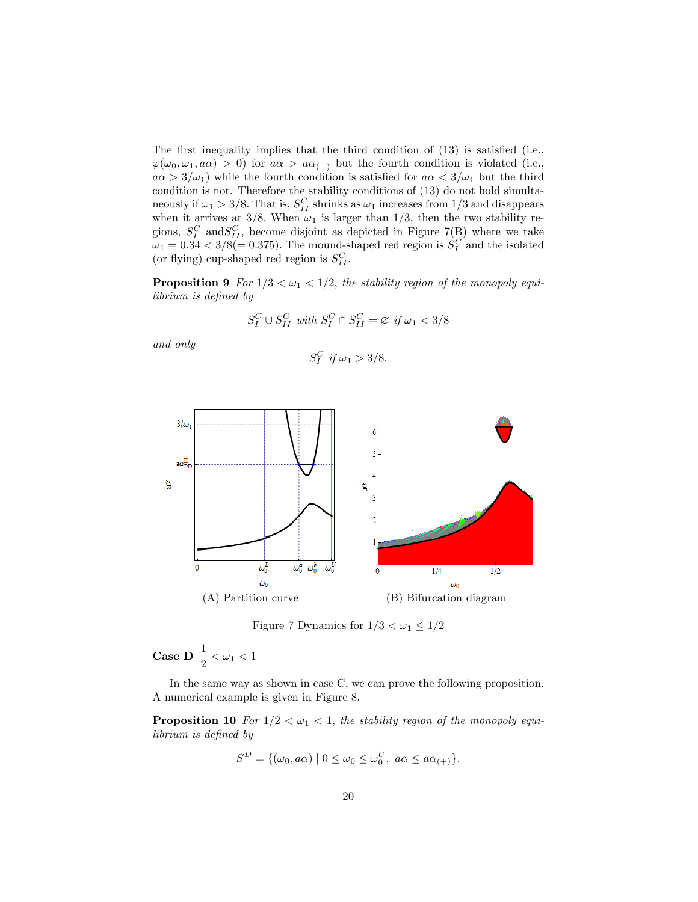The first inequality implies that the third condition of (13) is satisfied (i.e., $\varphi(\omega_0, \omega_1, a\alpha) > 0$) for $a\alpha > a\alpha_{(-)}$ but the fourth condition is violated (i.e., $a\alpha > 3/\omega_1$) while the fourth condition is satisfied for $a\alpha < 3/\omega_1$ but the third condition is not. Therefore the stability conditions of (13) do not hold simultaneously if $\omega_1 > 3/8$. That is, $S_{II}^C$ shrinks as $\omega_1$ increases from $1/3$ and disappears when it arrives at $3/8$. When $\omega_1$ is larger than $1/3$, then the two stability regions, $S_I^C$ and$S_{II}^C$, become disjoint as depicted in Figure 7(B) where we take $\omega_1 = 0.34 < 3/8 (= 0.375)$. The mound-shaped red region is $S_I^C$ and the isolated (or flying) cup-shaped red region is $S_{II}^C$.

**Proposition 9** *For $1/3 < \omega_1 < 1/2$, the stability region of the monopoly equilibrium is defined by*

$$S_I^C \cup S_{II}^C \text{ with } S_I^C \cap S_{II}^C = \varnothing \text{ if } \omega_1 < 3/8$$

*and only*

$$S_I^C \text{ if } \omega_1 > 3/8.$$

(A) Partition curve (B) Bifurcation diagram

Figure 7 Dynamics for $1/3 < \omega_1 \leq 1/2$

**Case D** $\dfrac{1}{2} < \omega_1 < 1$

In the same way as shown in case C, we can prove the following proposition. A numerical example is given in Figure 8.

**Proposition 10** *For $1/2 < \omega_1 < 1$, the stability region of the monopoly equilibrium is defined by*

$$S^D = \{(\omega_0, a\alpha) \mid 0 \leq \omega_0 \leq \omega_0^U,\ a\alpha \leq a\alpha_{(+)}\}.$$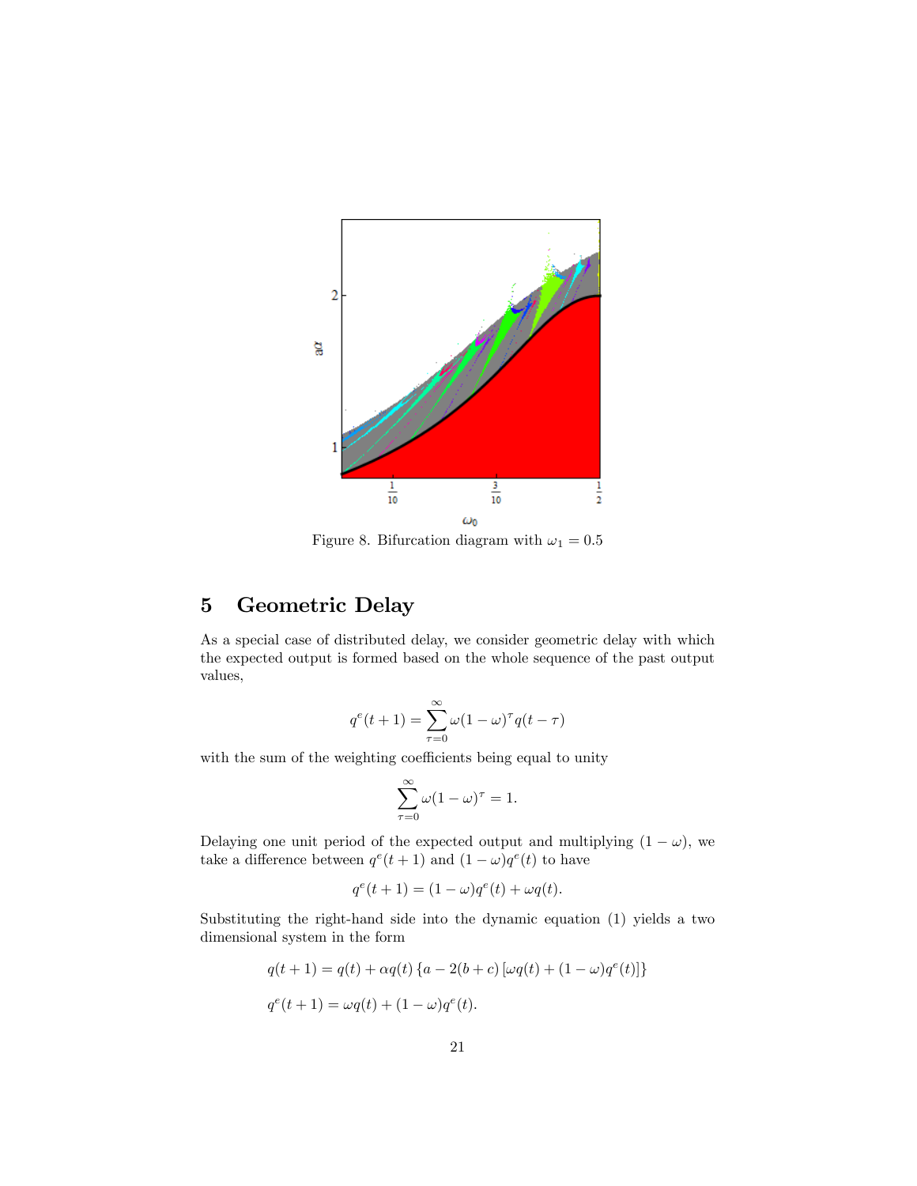Figure 8. Bifurcation diagram with $\omega_1 = 0.5$

## 5 Geometric Delay

As a special case of distributed delay, we consider geometric delay with which the expected output is formed based on the whole sequence of the past output values,

$$q^e(t+1) = \sum_{\tau=0}^{\infty} \omega(1-\omega)^\tau q(t-\tau)$$

with the sum of the weighting coefficients being equal to unity

$$\sum_{\tau=0}^{\infty} \omega(1-\omega)^\tau = 1.$$

Delaying one unit period of the expected output and multiplying $(1-\omega)$, we take a difference between $q^e(t+1)$ and $(1-\omega)q^e(t)$ to have

$$q^e(t+1) = (1-\omega)q^e(t) + \omega q(t).$$

Substituting the right-hand side into the dynamic equation (1) yields a two dimensional system in the form

$$q(t+1) = q(t) + \alpha q(t) \left\{ a - 2(b+c) \left[ \omega q(t) + (1-\omega) q^e(t) \right] \right\}$$

$$q^e(t+1) = \omega q(t) + (1-\omega) q^e(t).$$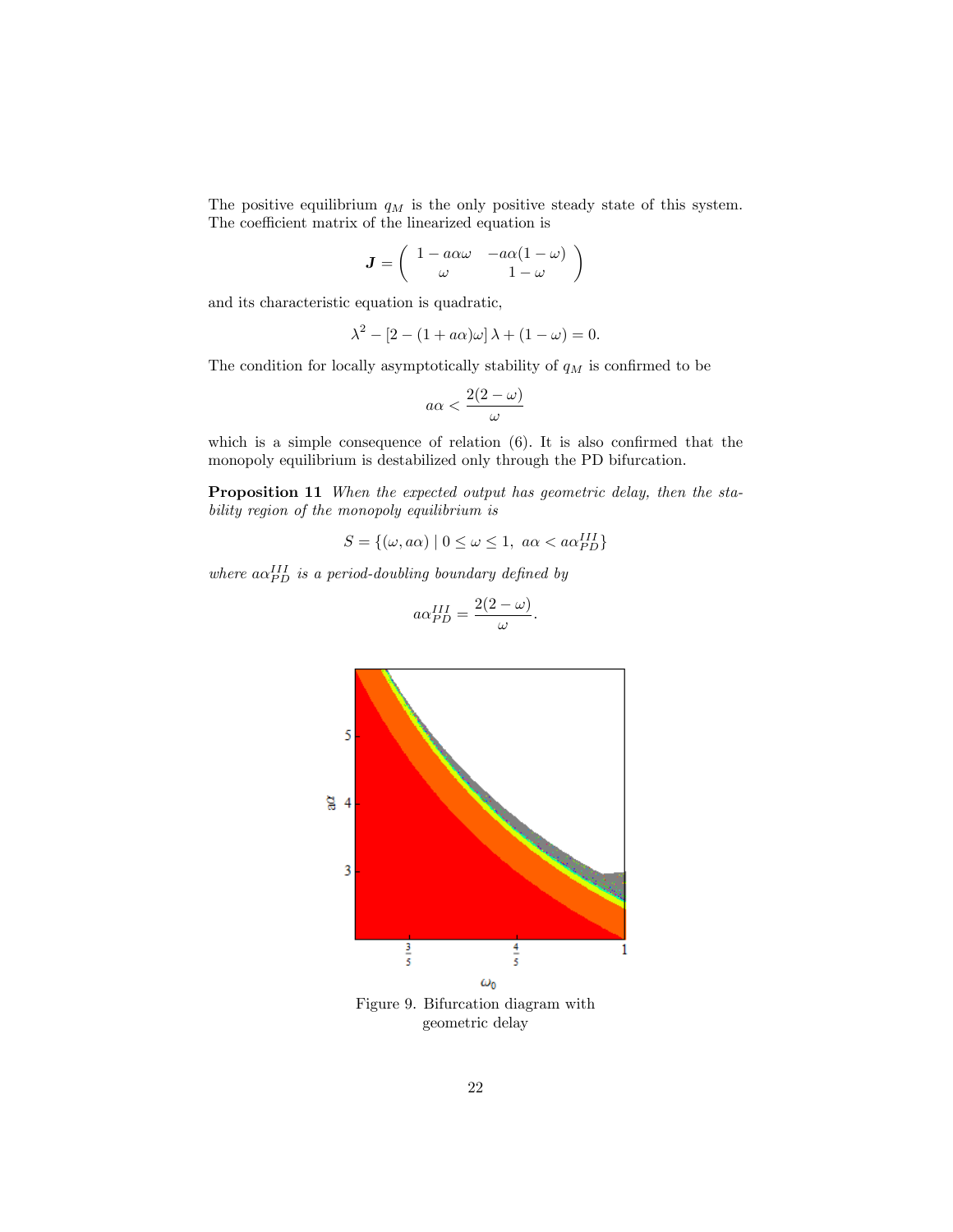The positive equilibrium $q_M$ is the only positive steady state of this system. The coefficient matrix of the linearized equation is

$$\boldsymbol{J} = \begin{pmatrix} 1 - a\alpha\omega & -a\alpha(1-\omega) \\ \omega & 1-\omega \end{pmatrix}$$

and its characteristic equation is quadratic,

$$\lambda^2 - [2 - (1 + a\alpha)\omega]\,\lambda + (1-\omega) = 0.$$

The condition for locally asymptotically stability of $q_M$ is confirmed to be

$$a\alpha < \frac{2(2-\omega)}{\omega}$$

which is a simple consequence of relation (6). It is also confirmed that the monopoly equilibrium is destabilized only through the PD bifurcation.

**Proposition 11** *When the expected output has geometric delay, then the stability region of the monopoly equilibrium is*

$$S = \{(\omega, a\alpha) \mid 0 \leq \omega \leq 1,\ a\alpha < a\alpha_{PD}^{III}\}$$

*where $a\alpha_{PD}^{III}$ is a period-doubling boundary defined by*

$$a\alpha_{PD}^{III} = \frac{2(2-\omega)}{\omega}.$$

Figure 9. Bifurcation diagram with geometric delay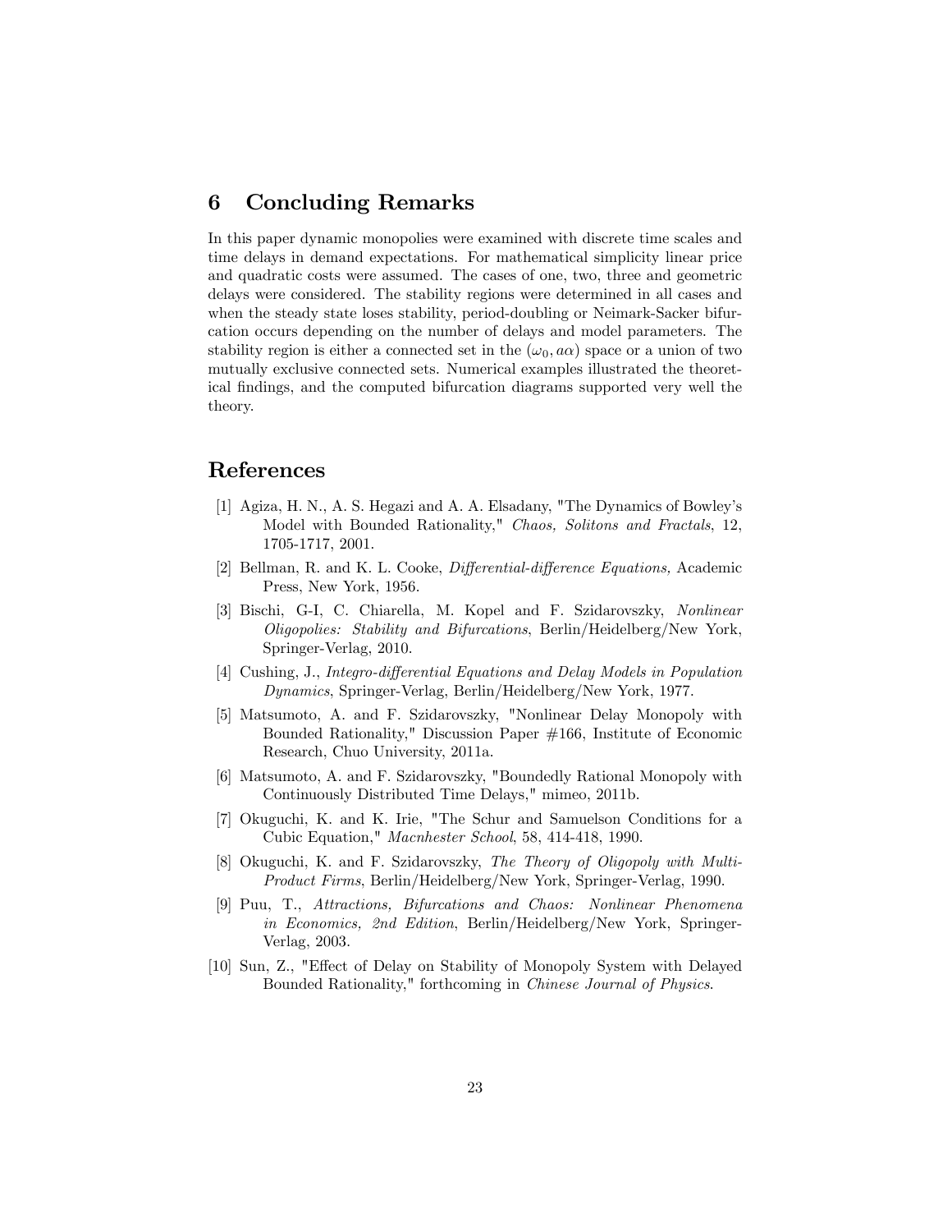## 6 Concluding Remarks

In this paper dynamic monopolies were examined with discrete time scales and time delays in demand expectations. For mathematical simplicity linear price and quadratic costs were assumed. The cases of one, two, three and geometric delays were considered. The stability regions were determined in all cases and when the steady state loses stability, period-doubling or Neimark-Sacker bifurcation occurs depending on the number of delays and model parameters. The stability region is either a connected set in the $(\omega_0, a\alpha)$ space or a union of two mutually exclusive connected sets. Numerical examples illustrated the theoretical findings, and the computed bifurcation diagrams supported very well the theory.

## References

[1] Agiza, H. N., A. S. Hegazi and A. A. Elsadany, "The Dynamics of Bowley's Model with Bounded Rationality," *Chaos, Solitons and Fractals*, 12, 1705-1717, 2001.

[2] Bellman, R. and K. L. Cooke, *Differential-difference Equations,* Academic Press, New York, 1956.

[3] Bischi, G-I, C. Chiarella, M. Kopel and F. Szidarovszky, *Nonlinear Oligopolies: Stability and Bifurcations*, Berlin/Heidelberg/New York, Springer-Verlag, 2010.

[4] Cushing, J., *Integro-differential Equations and Delay Models in Population Dynamics*, Springer-Verlag, Berlin/Heidelberg/New York, 1977.

[5] Matsumoto, A. and F. Szidarovszky, "Nonlinear Delay Monopoly with Bounded Rationality," Discussion Paper #166, Institute of Economic Research, Chuo University, 2011a.

[6] Matsumoto, A. and F. Szidarovszky, "Boundedly Rational Monopoly with Continuously Distributed Time Delays," mimeo, 2011b.

[7] Okuguchi, K. and K. Irie, "The Schur and Samuelson Conditions for a Cubic Equation," *Macnhester School*, 58, 414-418, 1990.

[8] Okuguchi, K. and F. Szidarovszky, *The Theory of Oligopoly with Multi-Product Firms*, Berlin/Heidelberg/New York, Springer-Verlag, 1990.

[9] Puu, T., *Attractions, Bifurcations and Chaos: Nonlinear Phenomena in Economics, 2nd Edition*, Berlin/Heidelberg/New York, Springer-Verlag, 2003.

[10] Sun, Z., "Effect of Delay on Stability of Monopoly System with Delayed Bounded Rationality," forthcoming in *Chinese Journal of Physics*.